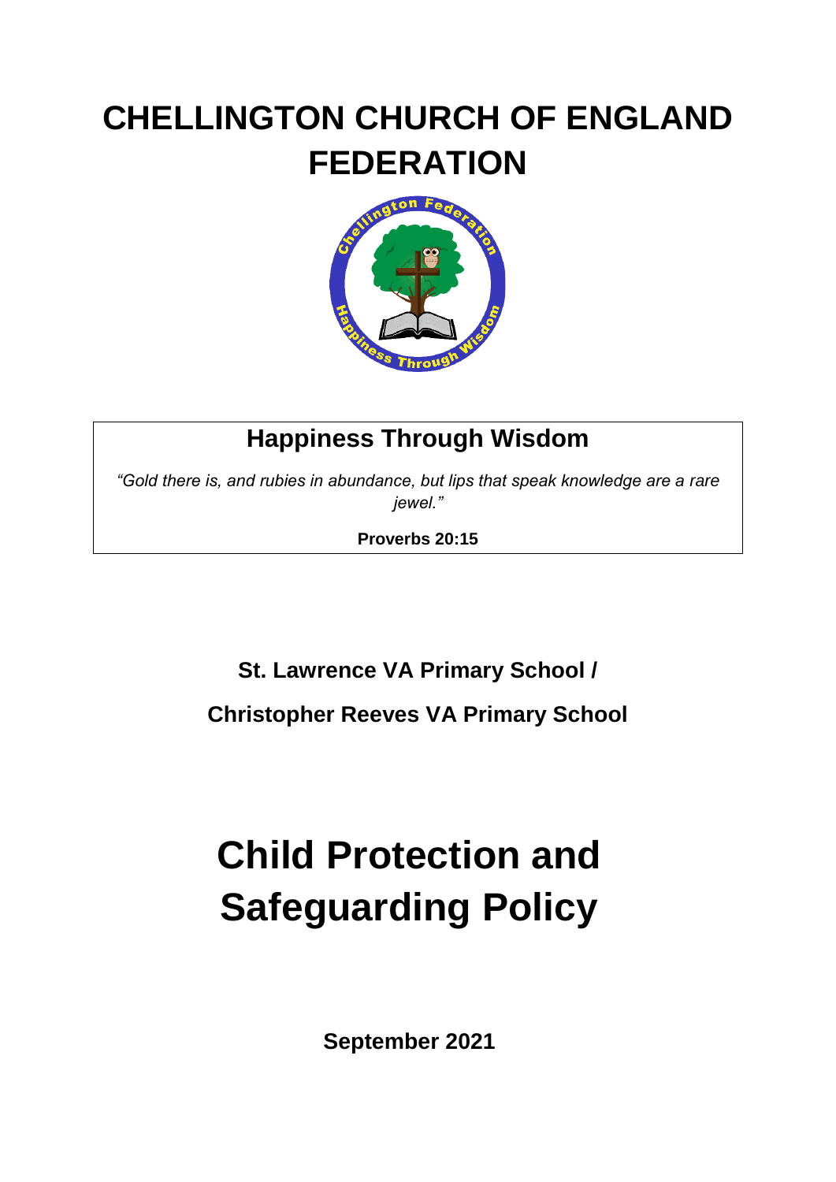# CHELLINGTON CHURCH OF ENGLAND FEDERATION

## Happiness Through Wisdom

*"Gold there is, and rubies in abundance, but lips that speak knowledge are a rare jewel."*

**Proverbs 20:15**

**St. Lawrence VA Primary School /**

**Christopher Reeves VA Primary School**

# Child Protection and Safeguarding Policy

**September 2021**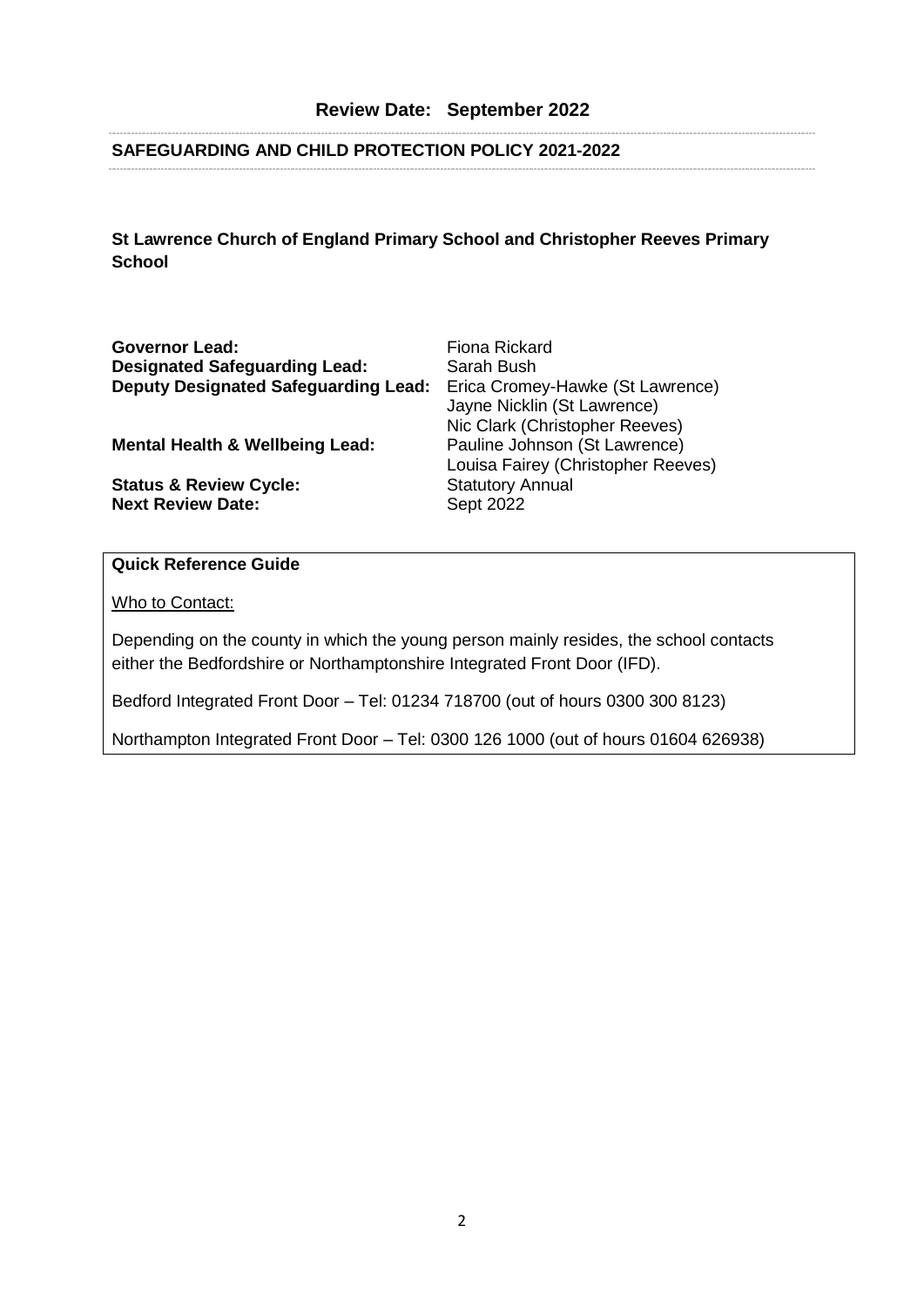## Review Date: September 2022

## SAFEGUARDING AND CHILD PROTECTION POLICY 2021-2022

**St Lawrence Church of England Primary School and Christopher Reeves Primary School**

| | |
|---|---|
| **Governor Lead:** | Fiona Rickard |
| **Designated Safeguarding Lead:** | Sarah Bush |
| **Deputy Designated Safeguarding Lead:** | Erica Cromey-Hawke (St Lawrence)<br>Jayne Nicklin (St Lawrence)<br>Nic Clark (Christopher Reeves) |
| **Mental Health & Wellbeing Lead:** | Pauline Johnson (St Lawrence)<br>Louisa Fairey (Christopher Reeves) |
| **Status & Review Cycle:** | Statutory Annual |
| **Next Review Date:** | Sept 2022 |

**Quick Reference Guide**

Who to Contact:

Depending on the county in which the young person mainly resides, the school contacts either the Bedfordshire or Northamptonshire Integrated Front Door (IFD).

Bedford Integrated Front Door – Tel: 01234 718700 (out of hours 0300 300 8123)

Northampton Integrated Front Door – Tel: 0300 126 1000 (out of hours 01604 626938)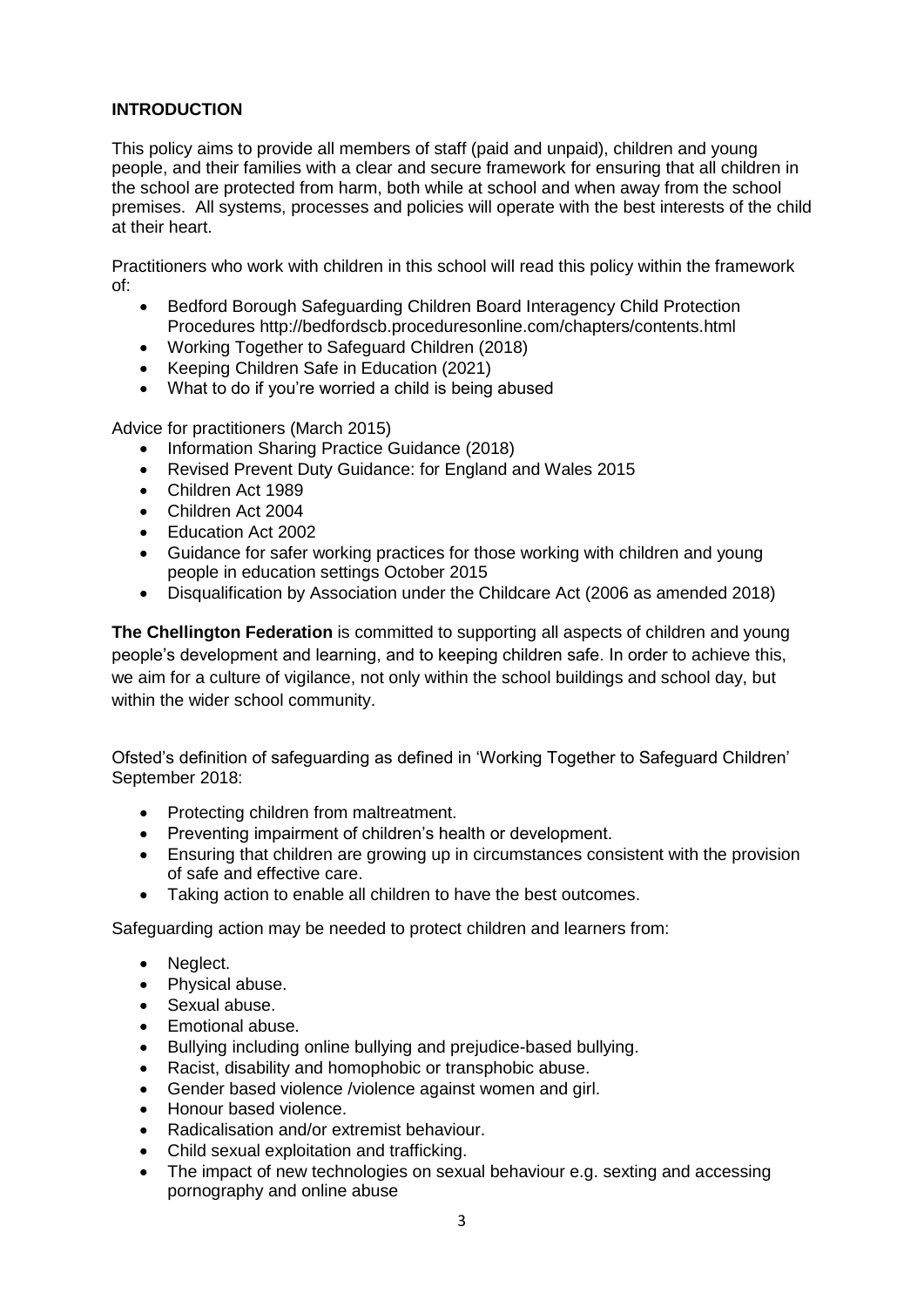## INTRODUCTION

This policy aims to provide all members of staff (paid and unpaid), children and young people, and their families with a clear and secure framework for ensuring that all children in the school are protected from harm, both while at school and when away from the school premises. All systems, processes and policies will operate with the best interests of the child at their heart.

Practitioners who work with children in this school will read this policy within the framework of:

- Bedford Borough Safeguarding Children Board Interagency Child Protection Procedures http://bedfordscb.proceduresonline.com/chapters/contents.html
- Working Together to Safeguard Children (2018)
- Keeping Children Safe in Education (2021)
- What to do if you're worried a child is being abused

Advice for practitioners (March 2015)

- Information Sharing Practice Guidance (2018)
- Revised Prevent Duty Guidance: for England and Wales 2015
- Children Act 1989
- Children Act 2004
- Education Act 2002
- Guidance for safer working practices for those working with children and young people in education settings October 2015
- Disqualification by Association under the Childcare Act (2006 as amended 2018)

**The Chellington Federation** is committed to supporting all aspects of children and young people's development and learning, and to keeping children safe. In order to achieve this, we aim for a culture of vigilance, not only within the school buildings and school day, but within the wider school community.

Ofsted's definition of safeguarding as defined in 'Working Together to Safeguard Children' September 2018:

- Protecting children from maltreatment.
- Preventing impairment of children's health or development.
- Ensuring that children are growing up in circumstances consistent with the provision of safe and effective care.
- Taking action to enable all children to have the best outcomes.

Safeguarding action may be needed to protect children and learners from:

- Neglect.
- Physical abuse.
- Sexual abuse.
- Emotional abuse.
- Bullying including online bullying and prejudice-based bullying.
- Racist, disability and homophobic or transphobic abuse.
- Gender based violence /violence against women and girl.
- Honour based violence.
- Radicalisation and/or extremist behaviour.
- Child sexual exploitation and trafficking.
- The impact of new technologies on sexual behaviour e.g. sexting and accessing pornography and online abuse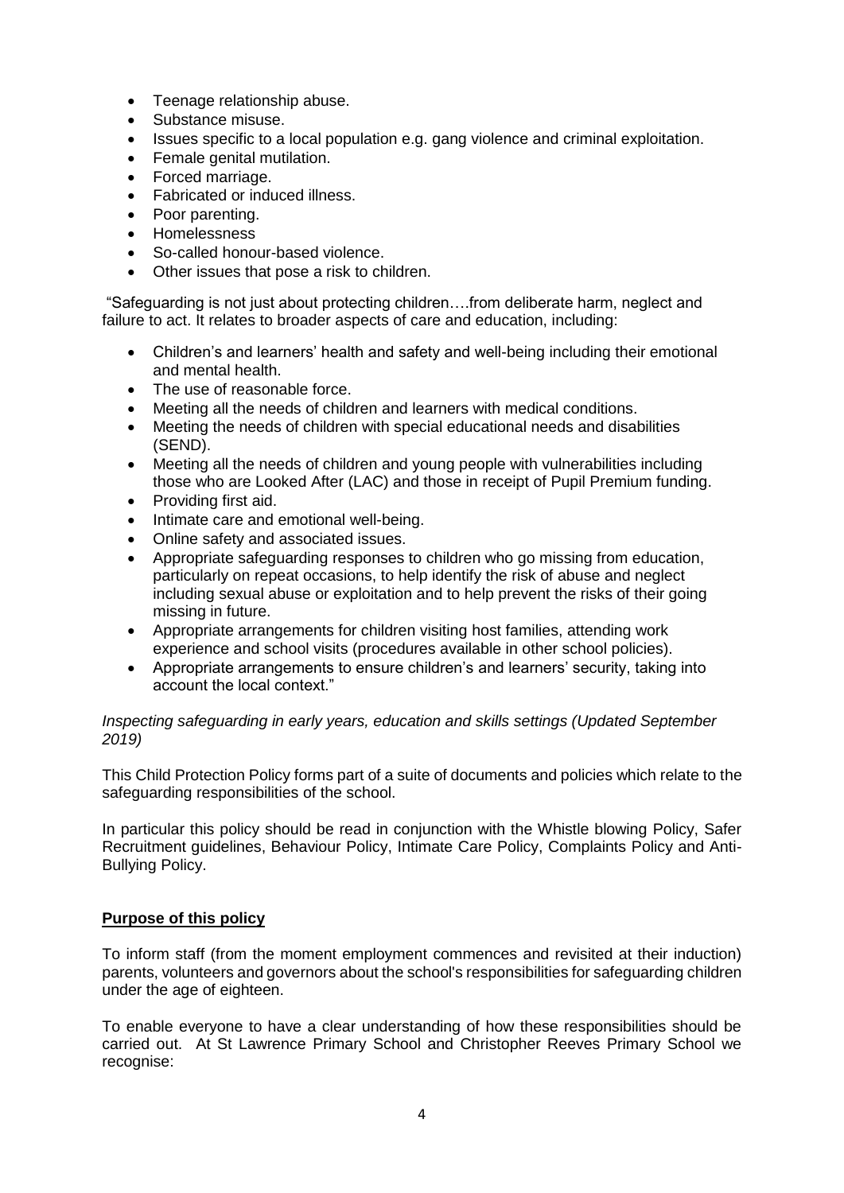- Teenage relationship abuse.
- Substance misuse.
- Issues specific to a local population e.g. gang violence and criminal exploitation.
- Female genital mutilation.
- Forced marriage.
- Fabricated or induced illness.
- Poor parenting.
- Homelessness
- So-called honour-based violence.
- Other issues that pose a risk to children.

"Safeguarding is not just about protecting children….from deliberate harm, neglect and failure to act. It relates to broader aspects of care and education, including:

- Children's and learners' health and safety and well-being including their emotional and mental health.
- The use of reasonable force.
- Meeting all the needs of children and learners with medical conditions.
- Meeting the needs of children with special educational needs and disabilities (SEND).
- Meeting all the needs of children and young people with vulnerabilities including those who are Looked After (LAC) and those in receipt of Pupil Premium funding.
- Providing first aid.
- Intimate care and emotional well-being.
- Online safety and associated issues.
- Appropriate safeguarding responses to children who go missing from education, particularly on repeat occasions, to help identify the risk of abuse and neglect including sexual abuse or exploitation and to help prevent the risks of their going missing in future.
- Appropriate arrangements for children visiting host families, attending work experience and school visits (procedures available in other school policies).
- Appropriate arrangements to ensure children's and learners' security, taking into account the local context."

*Inspecting safeguarding in early years, education and skills settings (Updated September 2019)*

This Child Protection Policy forms part of a suite of documents and policies which relate to the safeguarding responsibilities of the school.

In particular this policy should be read in conjunction with the Whistle blowing Policy, Safer Recruitment guidelines, Behaviour Policy, Intimate Care Policy, Complaints Policy and Anti-Bullying Policy.

## Purpose of this policy

To inform staff (from the moment employment commences and revisited at their induction) parents, volunteers and governors about the school's responsibilities for safeguarding children under the age of eighteen.

To enable everyone to have a clear understanding of how these responsibilities should be carried out. At St Lawrence Primary School and Christopher Reeves Primary School we recognise: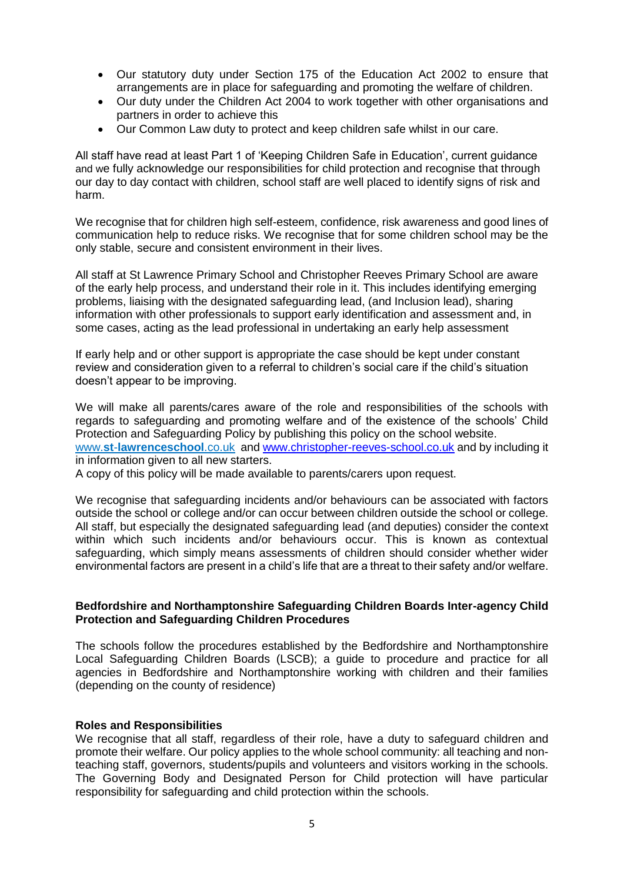- Our statutory duty under Section 175 of the Education Act 2002 to ensure that arrangements are in place for safeguarding and promoting the welfare of children.
- Our duty under the Children Act 2004 to work together with other organisations and partners in order to achieve this
- Our Common Law duty to protect and keep children safe whilst in our care.

All staff have read at least Part 1 of 'Keeping Children Safe in Education', current guidance and we fully acknowledge our responsibilities for child protection and recognise that through our day to day contact with children, school staff are well placed to identify signs of risk and harm.

We recognise that for children high self-esteem, confidence, risk awareness and good lines of communication help to reduce risks. We recognise that for some children school may be the only stable, secure and consistent environment in their lives.

All staff at St Lawrence Primary School and Christopher Reeves Primary School are aware of the early help process, and understand their role in it. This includes identifying emerging problems, liaising with the designated safeguarding lead, (and Inclusion lead), sharing information with other professionals to support early identification and assessment and, in some cases, acting as the lead professional in undertaking an early help assessment

If early help and or other support is appropriate the case should be kept under constant review and consideration given to a referral to children's social care if the child's situation doesn't appear to be improving.

We will make all parents/cares aware of the role and responsibilities of the schools with regards to safeguarding and promoting welfare and of the existence of the schools' Child Protection and Safeguarding Policy by publishing this policy on the school website. [www.**st-lawrenceschool**.co.uk](http://www.st-lawrenceschool.co.uk) and [www.christopher-reeves-school.co.uk](http://www.christopher-reeves-school.co.uk) and by including it in information given to all new starters.
A copy of this policy will be made available to parents/carers upon request.

We recognise that safeguarding incidents and/or behaviours can be associated with factors outside the school or college and/or can occur between children outside the school or college. All staff, but especially the designated safeguarding lead (and deputies) consider the context within which such incidents and/or behaviours occur. This is known as contextual safeguarding, which simply means assessments of children should consider whether wider environmental factors are present in a child's life that are a threat to their safety and/or welfare.

**Bedfordshire and Northamptonshire Safeguarding Children Boards Inter-agency Child Protection and Safeguarding Children Procedures**

The schools follow the procedures established by the Bedfordshire and Northamptonshire Local Safeguarding Children Boards (LSCB); a guide to procedure and practice for all agencies in Bedfordshire and Northamptonshire working with children and their families (depending on the county of residence)

**Roles and Responsibilities**

We recognise that all staff, regardless of their role, have a duty to safeguard children and promote their welfare. Our policy applies to the whole school community: all teaching and non-teaching staff, governors, students/pupils and volunteers and visitors working in the schools. The Governing Body and Designated Person for Child protection will have particular responsibility for safeguarding and child protection within the schools.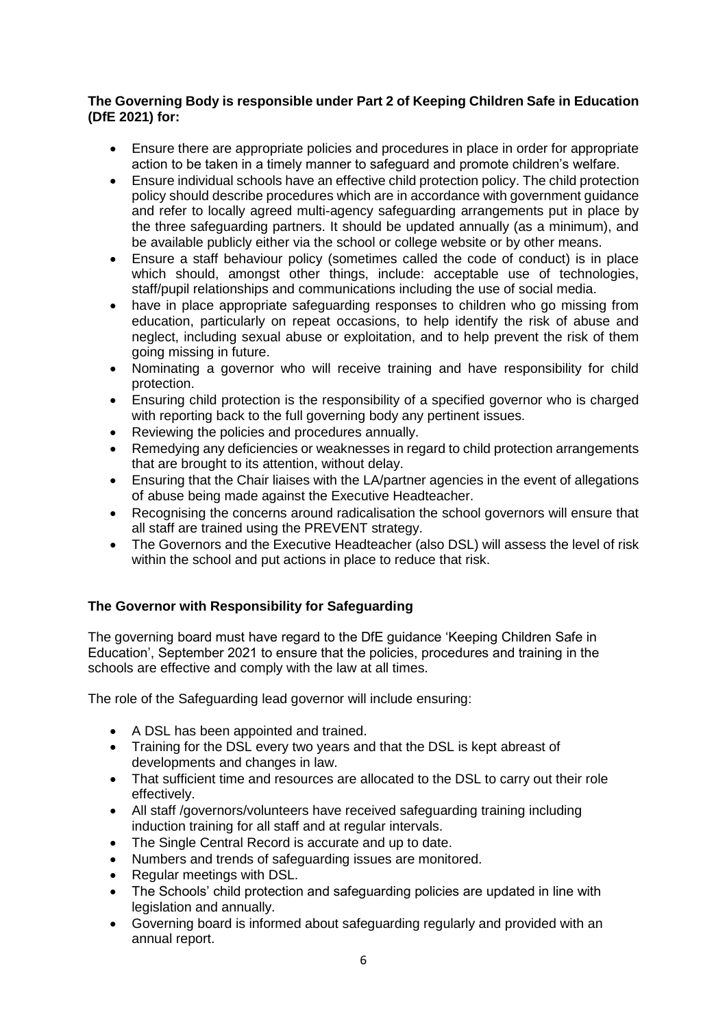**The Governing Body is responsible under Part 2 of Keeping Children Safe in Education (DfE 2021) for:**

- Ensure there are appropriate policies and procedures in place in order for appropriate action to be taken in a timely manner to safeguard and promote children's welfare.
- Ensure individual schools have an effective child protection policy. The child protection policy should describe procedures which are in accordance with government guidance and refer to locally agreed multi-agency safeguarding arrangements put in place by the three safeguarding partners. It should be updated annually (as a minimum), and be available publicly either via the school or college website or by other means.
- Ensure a staff behaviour policy (sometimes called the code of conduct) is in place which should, amongst other things, include: acceptable use of technologies, staff/pupil relationships and communications including the use of social media.
- have in place appropriate safeguarding responses to children who go missing from education, particularly on repeat occasions, to help identify the risk of abuse and neglect, including sexual abuse or exploitation, and to help prevent the risk of them going missing in future.
- Nominating a governor who will receive training and have responsibility for child protection.
- Ensuring child protection is the responsibility of a specified governor who is charged with reporting back to the full governing body any pertinent issues.
- Reviewing the policies and procedures annually.
- Remedying any deficiencies or weaknesses in regard to child protection arrangements that are brought to its attention, without delay.
- Ensuring that the Chair liaises with the LA/partner agencies in the event of allegations of abuse being made against the Executive Headteacher.
- Recognising the concerns around radicalisation the school governors will ensure that all staff are trained using the PREVENT strategy.
- The Governors and the Executive Headteacher (also DSL) will assess the level of risk within the school and put actions in place to reduce that risk.

**The Governor with Responsibility for Safeguarding**

The governing board must have regard to the DfE guidance 'Keeping Children Safe in Education', September 2021 to ensure that the policies, procedures and training in the schools are effective and comply with the law at all times.

The role of the Safeguarding lead governor will include ensuring:

- A DSL has been appointed and trained.
- Training for the DSL every two years and that the DSL is kept abreast of developments and changes in law.
- That sufficient time and resources are allocated to the DSL to carry out their role effectively.
- All staff /governors/volunteers have received safeguarding training including induction training for all staff and at regular intervals.
- The Single Central Record is accurate and up to date.
- Numbers and trends of safeguarding issues are monitored.
- Regular meetings with DSL.
- The Schools' child protection and safeguarding policies are updated in line with legislation and annually.
- Governing board is informed about safeguarding regularly and provided with an annual report.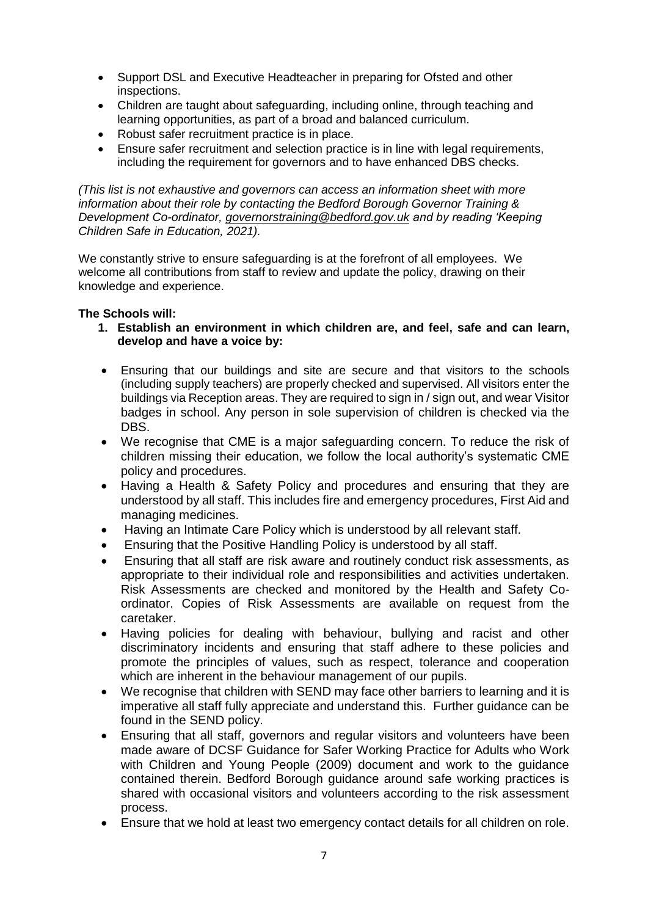- Support DSL and Executive Headteacher in preparing for Ofsted and other inspections.
- Children are taught about safeguarding, including online, through teaching and learning opportunities, as part of a broad and balanced curriculum.
- Robust safer recruitment practice is in place.
- Ensure safer recruitment and selection practice is in line with legal requirements, including the requirement for governors and to have enhanced DBS checks.

*(This list is not exhaustive and governors can access an information sheet with more information about their role by contacting the Bedford Borough Governor Training & Development Co-ordinator, governorstraining@bedford.gov.uk and by reading 'Keeping Children Safe in Education, 2021).*

We constantly strive to ensure safeguarding is at the forefront of all employees. We welcome all contributions from staff to review and update the policy, drawing on their knowledge and experience.

**The Schools will:**

1. **Establish an environment in which children are, and feel, safe and can learn, develop and have a voice by:**

- Ensuring that our buildings and site are secure and that visitors to the schools (including supply teachers) are properly checked and supervised. All visitors enter the buildings via Reception areas. They are required to sign in / sign out, and wear Visitor badges in school. Any person in sole supervision of children is checked via the DBS.
- We recognise that CME is a major safeguarding concern. To reduce the risk of children missing their education, we follow the local authority's systematic CME policy and procedures.
- Having a Health & Safety Policy and procedures and ensuring that they are understood by all staff. This includes fire and emergency procedures, First Aid and managing medicines.
- Having an Intimate Care Policy which is understood by all relevant staff.
- Ensuring that the Positive Handling Policy is understood by all staff.
- Ensuring that all staff are risk aware and routinely conduct risk assessments, as appropriate to their individual role and responsibilities and activities undertaken. Risk Assessments are checked and monitored by the Health and Safety Co-ordinator. Copies of Risk Assessments are available on request from the caretaker.
- Having policies for dealing with behaviour, bullying and racist and other discriminatory incidents and ensuring that staff adhere to these policies and promote the principles of values, such as respect, tolerance and cooperation which are inherent in the behaviour management of our pupils.
- We recognise that children with SEND may face other barriers to learning and it is imperative all staff fully appreciate and understand this. Further guidance can be found in the SEND policy.
- Ensuring that all staff, governors and regular visitors and volunteers have been made aware of DCSF Guidance for Safer Working Practice for Adults who Work with Children and Young People (2009) document and work to the guidance contained therein. Bedford Borough guidance around safe working practices is shared with occasional visitors and volunteers according to the risk assessment process.
- Ensure that we hold at least two emergency contact details for all children on role.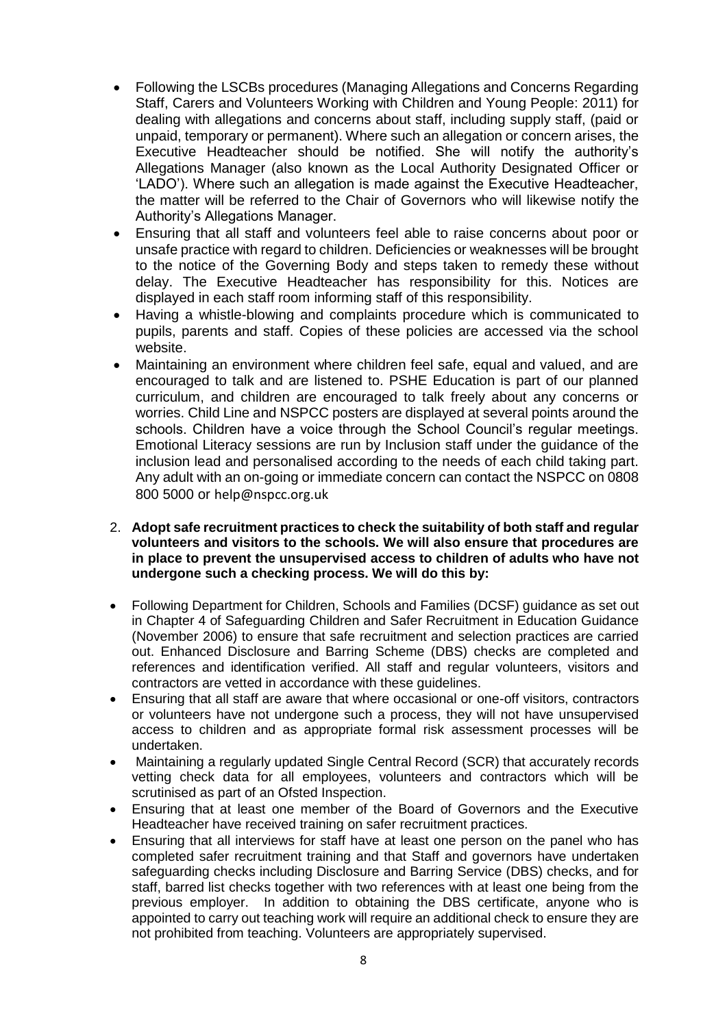- Following the LSCBs procedures (Managing Allegations and Concerns Regarding Staff, Carers and Volunteers Working with Children and Young People: 2011) for dealing with allegations and concerns about staff, including supply staff, (paid or unpaid, temporary or permanent). Where such an allegation or concern arises, the Executive Headteacher should be notified. She will notify the authority's Allegations Manager (also known as the Local Authority Designated Officer or 'LADO'). Where such an allegation is made against the Executive Headteacher, the matter will be referred to the Chair of Governors who will likewise notify the Authority's Allegations Manager.
- Ensuring that all staff and volunteers feel able to raise concerns about poor or unsafe practice with regard to children. Deficiencies or weaknesses will be brought to the notice of the Governing Body and steps taken to remedy these without delay. The Executive Headteacher has responsibility for this. Notices are displayed in each staff room informing staff of this responsibility.
- Having a whistle-blowing and complaints procedure which is communicated to pupils, parents and staff. Copies of these policies are accessed via the school website.
- Maintaining an environment where children feel safe, equal and valued, and are encouraged to talk and are listened to. PSHE Education is part of our planned curriculum, and children are encouraged to talk freely about any concerns or worries. Child Line and NSPCC posters are displayed at several points around the schools. Children have a voice through the School Council's regular meetings. Emotional Literacy sessions are run by Inclusion staff under the guidance of the inclusion lead and personalised according to the needs of each child taking part. Any adult with an on-going or immediate concern can contact the NSPCC on 0808 800 5000 or help@nspcc.org.uk

2. **Adopt safe recruitment practices to check the suitability of both staff and regular volunteers and visitors to the schools. We will also ensure that procedures are in place to prevent the unsupervised access to children of adults who have not undergone such a checking process. We will do this by:**

- Following Department for Children, Schools and Families (DCSF) guidance as set out in Chapter 4 of Safeguarding Children and Safer Recruitment in Education Guidance (November 2006) to ensure that safe recruitment and selection practices are carried out. Enhanced Disclosure and Barring Scheme (DBS) checks are completed and references and identification verified. All staff and regular volunteers, visitors and contractors are vetted in accordance with these guidelines.
- Ensuring that all staff are aware that where occasional or one-off visitors, contractors or volunteers have not undergone such a process, they will not have unsupervised access to children and as appropriate formal risk assessment processes will be undertaken.
- Maintaining a regularly updated Single Central Record (SCR) that accurately records vetting check data for all employees, volunteers and contractors which will be scrutinised as part of an Ofsted Inspection.
- Ensuring that at least one member of the Board of Governors and the Executive Headteacher have received training on safer recruitment practices.
- Ensuring that all interviews for staff have at least one person on the panel who has completed safer recruitment training and that Staff and governors have undertaken safeguarding checks including Disclosure and Barring Service (DBS) checks, and for staff, barred list checks together with two references with at least one being from the previous employer. In addition to obtaining the DBS certificate, anyone who is appointed to carry out teaching work will require an additional check to ensure they are not prohibited from teaching. Volunteers are appropriately supervised.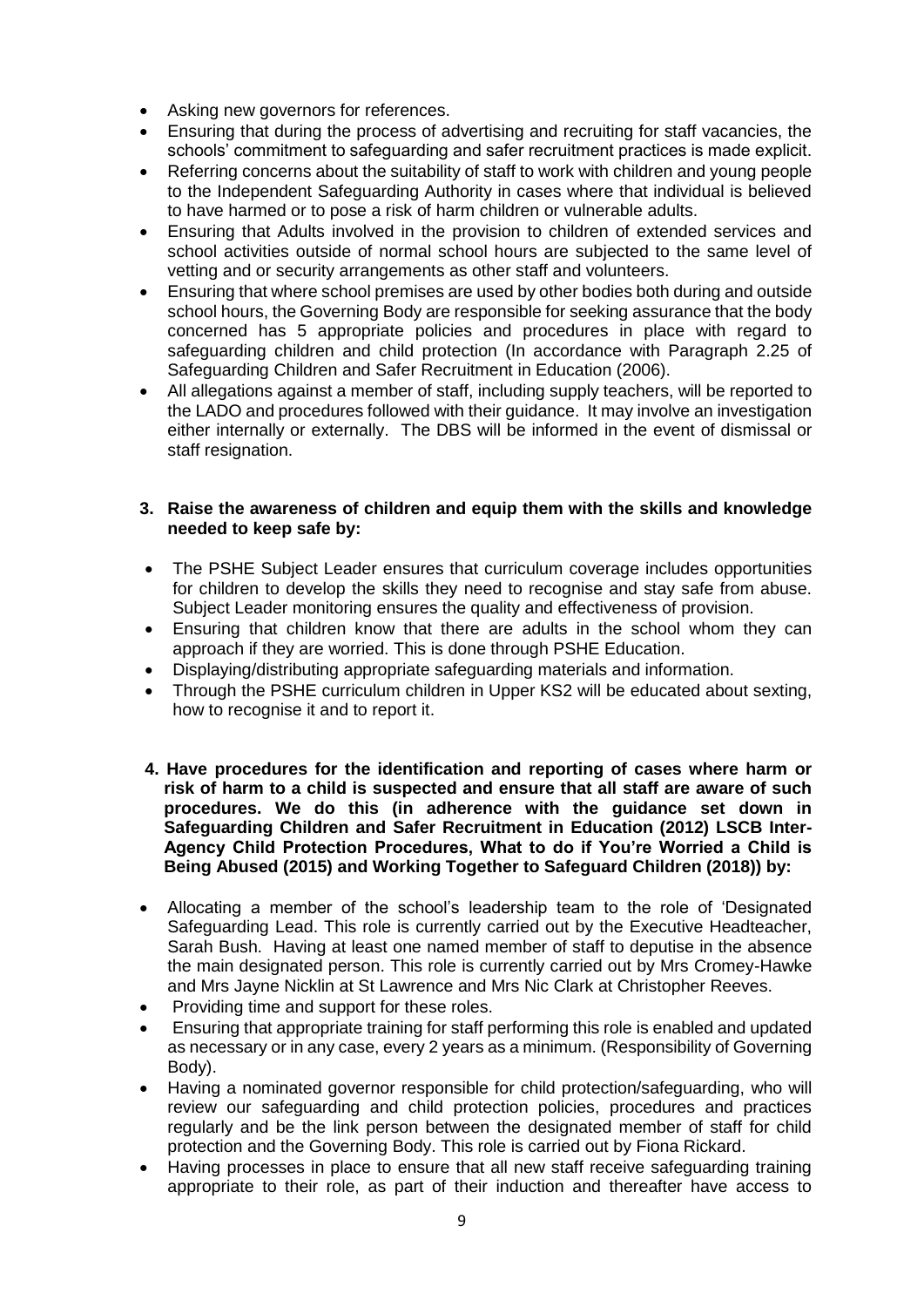- Asking new governors for references.
- Ensuring that during the process of advertising and recruiting for staff vacancies, the schools' commitment to safeguarding and safer recruitment practices is made explicit.
- Referring concerns about the suitability of staff to work with children and young people to the Independent Safeguarding Authority in cases where that individual is believed to have harmed or to pose a risk of harm children or vulnerable adults.
- Ensuring that Adults involved in the provision to children of extended services and school activities outside of normal school hours are subjected to the same level of vetting and or security arrangements as other staff and volunteers.
- Ensuring that where school premises are used by other bodies both during and outside school hours, the Governing Body are responsible for seeking assurance that the body concerned has 5 appropriate policies and procedures in place with regard to safeguarding children and child protection (In accordance with Paragraph 2.25 of Safeguarding Children and Safer Recruitment in Education (2006).
- All allegations against a member of staff, including supply teachers, will be reported to the LADO and procedures followed with their guidance. It may involve an investigation either internally or externally. The DBS will be informed in the event of dismissal or staff resignation.

**3. Raise the awareness of children and equip them with the skills and knowledge needed to keep safe by:**

- The PSHE Subject Leader ensures that curriculum coverage includes opportunities for children to develop the skills they need to recognise and stay safe from abuse. Subject Leader monitoring ensures the quality and effectiveness of provision.
- Ensuring that children know that there are adults in the school whom they can approach if they are worried. This is done through PSHE Education.
- Displaying/distributing appropriate safeguarding materials and information.
- Through the PSHE curriculum children in Upper KS2 will be educated about sexting, how to recognise it and to report it.

**4. Have procedures for the identification and reporting of cases where harm or risk of harm to a child is suspected and ensure that all staff are aware of such procedures. We do this (in adherence with the guidance set down in Safeguarding Children and Safer Recruitment in Education (2012) LSCB Inter-Agency Child Protection Procedures, What to do if You're Worried a Child is Being Abused (2015) and Working Together to Safeguard Children (2018)) by:**

- Allocating a member of the school's leadership team to the role of 'Designated Safeguarding Lead. This role is currently carried out by the Executive Headteacher, Sarah Bush. Having at least one named member of staff to deputise in the absence the main designated person. This role is currently carried out by Mrs Cromey-Hawke and Mrs Jayne Nicklin at St Lawrence and Mrs Nic Clark at Christopher Reeves.
- Providing time and support for these roles.
- Ensuring that appropriate training for staff performing this role is enabled and updated as necessary or in any case, every 2 years as a minimum. (Responsibility of Governing Body).
- Having a nominated governor responsible for child protection/safeguarding, who will review our safeguarding and child protection policies, procedures and practices regularly and be the link person between the designated member of staff for child protection and the Governing Body. This role is carried out by Fiona Rickard.
- Having processes in place to ensure that all new staff receive safeguarding training appropriate to their role, as part of their induction and thereafter have access to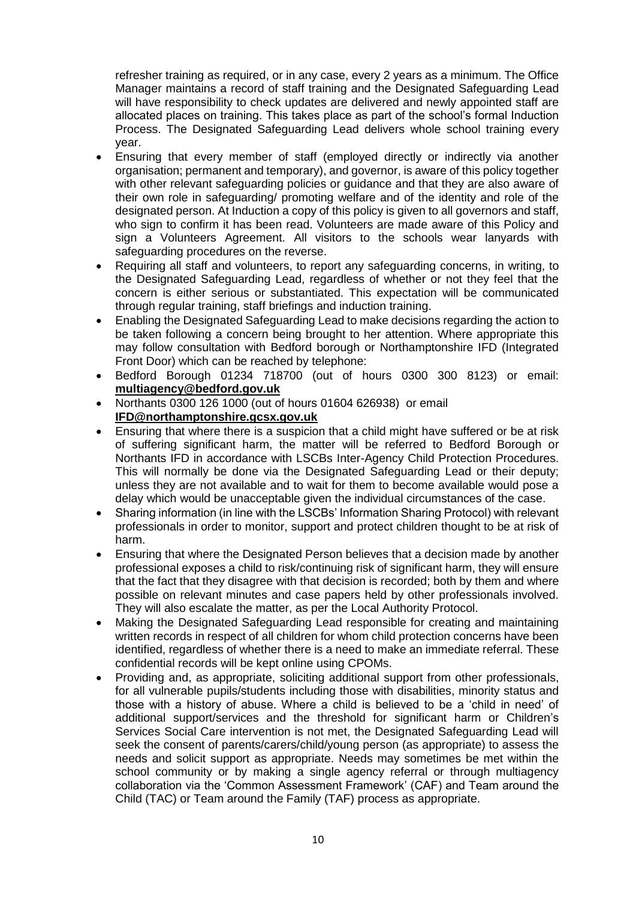refresher training as required, or in any case, every 2 years as a minimum. The Office Manager maintains a record of staff training and the Designated Safeguarding Lead will have responsibility to check updates are delivered and newly appointed staff are allocated places on training. This takes place as part of the school's formal Induction Process. The Designated Safeguarding Lead delivers whole school training every year.

- Ensuring that every member of staff (employed directly or indirectly via another organisation; permanent and temporary), and governor, is aware of this policy together with other relevant safeguarding policies or guidance and that they are also aware of their own role in safeguarding/ promoting welfare and of the identity and role of the designated person. At Induction a copy of this policy is given to all governors and staff, who sign to confirm it has been read. Volunteers are made aware of this Policy and sign a Volunteers Agreement. All visitors to the schools wear lanyards with safeguarding procedures on the reverse.
- Requiring all staff and volunteers, to report any safeguarding concerns, in writing, to the Designated Safeguarding Lead, regardless of whether or not they feel that the concern is either serious or substantiated. This expectation will be communicated through regular training, staff briefings and induction training.
- Enabling the Designated Safeguarding Lead to make decisions regarding the action to be taken following a concern being brought to her attention. Where appropriate this may follow consultation with Bedford borough or Northamptonshire IFD (Integrated Front Door) which can be reached by telephone:
- Bedford Borough 01234 718700 (out of hours 0300 300 8123) or email: **multiagency@bedford.gov.uk**
- Northants 0300 126 1000 (out of hours 01604 626938) or email **IFD@northamptonshire.gcsx.gov.uk**
- Ensuring that where there is a suspicion that a child might have suffered or be at risk of suffering significant harm, the matter will be referred to Bedford Borough or Northants IFD in accordance with LSCBs Inter-Agency Child Protection Procedures. This will normally be done via the Designated Safeguarding Lead or their deputy; unless they are not available and to wait for them to become available would pose a delay which would be unacceptable given the individual circumstances of the case.
- Sharing information (in line with the LSCBs' Information Sharing Protocol) with relevant professionals in order to monitor, support and protect children thought to be at risk of harm.
- Ensuring that where the Designated Person believes that a decision made by another professional exposes a child to risk/continuing risk of significant harm, they will ensure that the fact that they disagree with that decision is recorded; both by them and where possible on relevant minutes and case papers held by other professionals involved. They will also escalate the matter, as per the Local Authority Protocol.
- Making the Designated Safeguarding Lead responsible for creating and maintaining written records in respect of all children for whom child protection concerns have been identified, regardless of whether there is a need to make an immediate referral. These confidential records will be kept online using CPOMs.
- Providing and, as appropriate, soliciting additional support from other professionals, for all vulnerable pupils/students including those with disabilities, minority status and those with a history of abuse. Where a child is believed to be a 'child in need' of additional support/services and the threshold for significant harm or Children's Services Social Care intervention is not met, the Designated Safeguarding Lead will seek the consent of parents/carers/child/young person (as appropriate) to assess the needs and solicit support as appropriate. Needs may sometimes be met within the school community or by making a single agency referral or through multiagency collaboration via the 'Common Assessment Framework' (CAF) and Team around the Child (TAC) or Team around the Family (TAF) process as appropriate.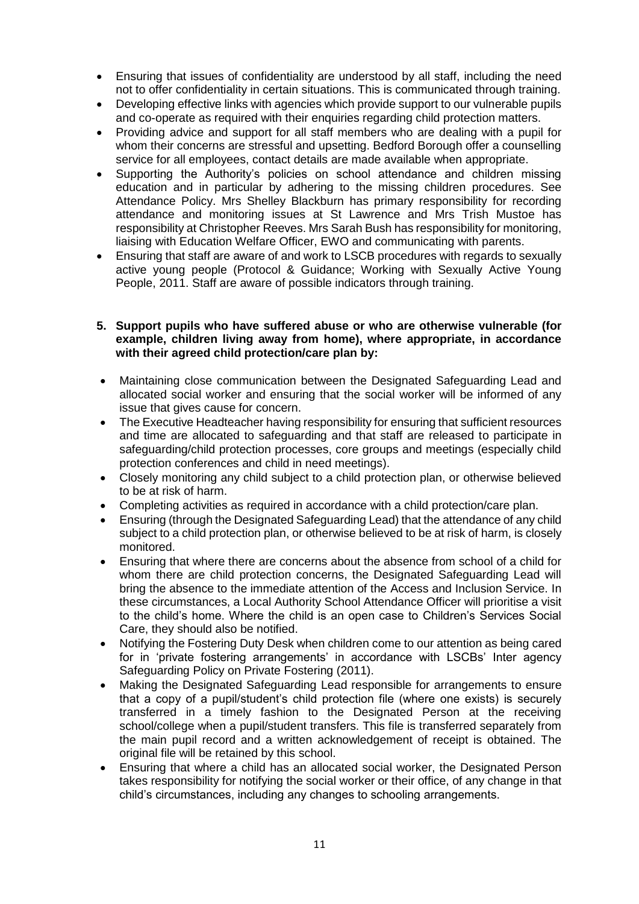- Ensuring that issues of confidentiality are understood by all staff, including the need not to offer confidentiality in certain situations. This is communicated through training.
- Developing effective links with agencies which provide support to our vulnerable pupils and co-operate as required with their enquiries regarding child protection matters.
- Providing advice and support for all staff members who are dealing with a pupil for whom their concerns are stressful and upsetting. Bedford Borough offer a counselling service for all employees, contact details are made available when appropriate.
- Supporting the Authority's policies on school attendance and children missing education and in particular by adhering to the missing children procedures. See Attendance Policy. Mrs Shelley Blackburn has primary responsibility for recording attendance and monitoring issues at St Lawrence and Mrs Trish Mustoe has responsibility at Christopher Reeves. Mrs Sarah Bush has responsibility for monitoring, liaising with Education Welfare Officer, EWO and communicating with parents.
- Ensuring that staff are aware of and work to LSCB procedures with regards to sexually active young people (Protocol & Guidance; Working with Sexually Active Young People, 2011. Staff are aware of possible indicators through training.

**5. Support pupils who have suffered abuse or who are otherwise vulnerable (for example, children living away from home), where appropriate, in accordance with their agreed child protection/care plan by:**

- Maintaining close communication between the Designated Safeguarding Lead and allocated social worker and ensuring that the social worker will be informed of any issue that gives cause for concern.
- The Executive Headteacher having responsibility for ensuring that sufficient resources and time are allocated to safeguarding and that staff are released to participate in safeguarding/child protection processes, core groups and meetings (especially child protection conferences and child in need meetings).
- Closely monitoring any child subject to a child protection plan, or otherwise believed to be at risk of harm.
- Completing activities as required in accordance with a child protection/care plan.
- Ensuring (through the Designated Safeguarding Lead) that the attendance of any child subject to a child protection plan, or otherwise believed to be at risk of harm, is closely monitored.
- Ensuring that where there are concerns about the absence from school of a child for whom there are child protection concerns, the Designated Safeguarding Lead will bring the absence to the immediate attention of the Access and Inclusion Service. In these circumstances, a Local Authority School Attendance Officer will prioritise a visit to the child's home. Where the child is an open case to Children's Services Social Care, they should also be notified.
- Notifying the Fostering Duty Desk when children come to our attention as being cared for in 'private fostering arrangements' in accordance with LSCBs' Inter agency Safeguarding Policy on Private Fostering (2011).
- Making the Designated Safeguarding Lead responsible for arrangements to ensure that a copy of a pupil/student's child protection file (where one exists) is securely transferred in a timely fashion to the Designated Person at the receiving school/college when a pupil/student transfers. This file is transferred separately from the main pupil record and a written acknowledgement of receipt is obtained. The original file will be retained by this school.
- Ensuring that where a child has an allocated social worker, the Designated Person takes responsibility for notifying the social worker or their office, of any change in that child's circumstances, including any changes to schooling arrangements.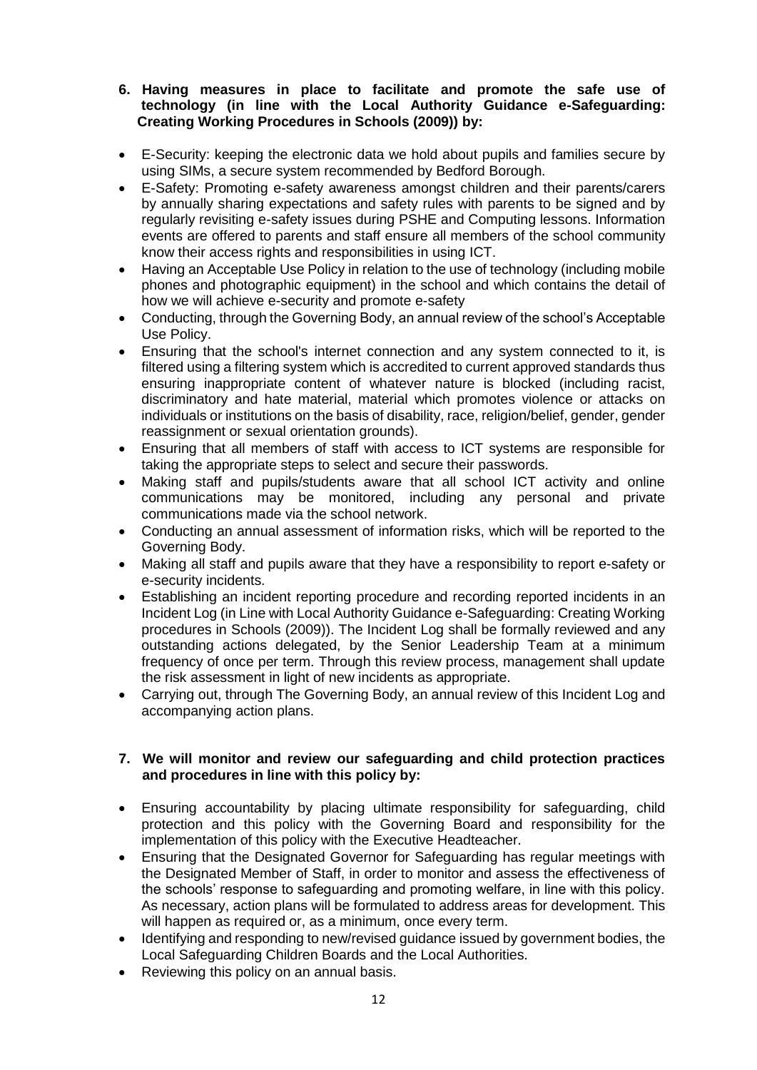**6. Having measures in place to facilitate and promote the safe use of technology (in line with the Local Authority Guidance e-Safeguarding: Creating Working Procedures in Schools (2009)) by:**

- E-Security: keeping the electronic data we hold about pupils and families secure by using SIMs, a secure system recommended by Bedford Borough.
- E-Safety: Promoting e-safety awareness amongst children and their parents/carers by annually sharing expectations and safety rules with parents to be signed and by regularly revisiting e-safety issues during PSHE and Computing lessons. Information events are offered to parents and staff ensure all members of the school community know their access rights and responsibilities in using ICT.
- Having an Acceptable Use Policy in relation to the use of technology (including mobile phones and photographic equipment) in the school and which contains the detail of how we will achieve e-security and promote e-safety
- Conducting, through the Governing Body, an annual review of the school's Acceptable Use Policy.
- Ensuring that the school's internet connection and any system connected to it, is filtered using a filtering system which is accredited to current approved standards thus ensuring inappropriate content of whatever nature is blocked (including racist, discriminatory and hate material, material which promotes violence or attacks on individuals or institutions on the basis of disability, race, religion/belief, gender, gender reassignment or sexual orientation grounds).
- Ensuring that all members of staff with access to ICT systems are responsible for taking the appropriate steps to select and secure their passwords.
- Making staff and pupils/students aware that all school ICT activity and online communications may be monitored, including any personal and private communications made via the school network.
- Conducting an annual assessment of information risks, which will be reported to the Governing Body.
- Making all staff and pupils aware that they have a responsibility to report e-safety or e-security incidents.
- Establishing an incident reporting procedure and recording reported incidents in an Incident Log (in Line with Local Authority Guidance e-Safeguarding: Creating Working procedures in Schools (2009)). The Incident Log shall be formally reviewed and any outstanding actions delegated, by the Senior Leadership Team at a minimum frequency of once per term. Through this review process, management shall update the risk assessment in light of new incidents as appropriate.
- Carrying out, through The Governing Body, an annual review of this Incident Log and accompanying action plans.

**7. We will monitor and review our safeguarding and child protection practices and procedures in line with this policy by:**

- Ensuring accountability by placing ultimate responsibility for safeguarding, child protection and this policy with the Governing Board and responsibility for the implementation of this policy with the Executive Headteacher.
- Ensuring that the Designated Governor for Safeguarding has regular meetings with the Designated Member of Staff, in order to monitor and assess the effectiveness of the schools' response to safeguarding and promoting welfare, in line with this policy. As necessary, action plans will be formulated to address areas for development. This will happen as required or, as a minimum, once every term.
- Identifying and responding to new/revised guidance issued by government bodies, the Local Safeguarding Children Boards and the Local Authorities.
- Reviewing this policy on an annual basis.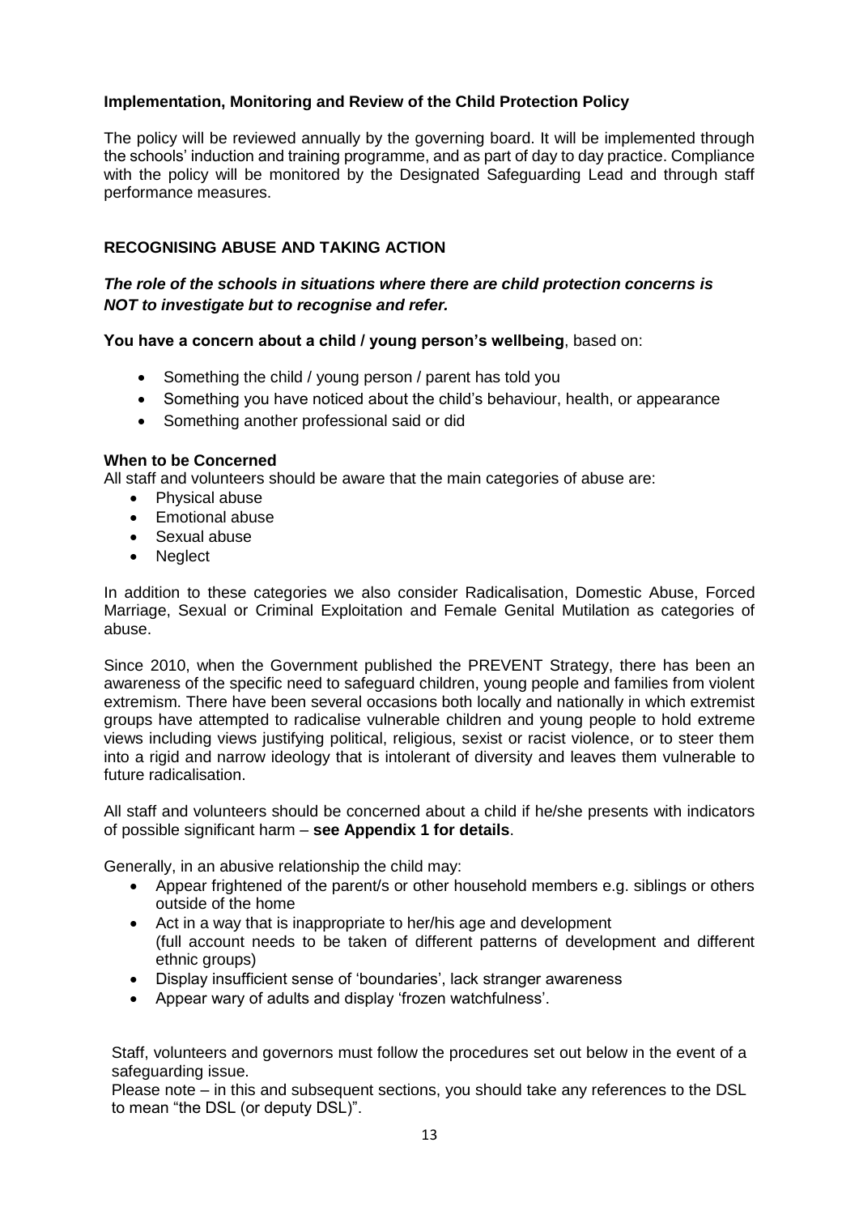### Implementation, Monitoring and Review of the Child Protection Policy

The policy will be reviewed annually by the governing board. It will be implemented through the schools' induction and training programme, and as part of day to day practice. Compliance with the policy will be monitored by the Designated Safeguarding Lead and through staff performance measures.

### RECOGNISING ABUSE AND TAKING ACTION

***The role of the schools in situations where there are child protection concerns is NOT to investigate but to recognise and refer.***

**You have a concern about a child / young person's wellbeing**, based on:

- Something the child / young person / parent has told you
- Something you have noticed about the child's behaviour, health, or appearance
- Something another professional said or did

**When to be Concerned**

All staff and volunteers should be aware that the main categories of abuse are:

- Physical abuse
- Emotional abuse
- Sexual abuse
- Neglect

In addition to these categories we also consider Radicalisation, Domestic Abuse, Forced Marriage, Sexual or Criminal Exploitation and Female Genital Mutilation as categories of abuse.

Since 2010, when the Government published the PREVENT Strategy, there has been an awareness of the specific need to safeguard children, young people and families from violent extremism. There have been several occasions both locally and nationally in which extremist groups have attempted to radicalise vulnerable children and young people to hold extreme views including views justifying political, religious, sexist or racist violence, or to steer them into a rigid and narrow ideology that is intolerant of diversity and leaves them vulnerable to future radicalisation.

All staff and volunteers should be concerned about a child if he/she presents with indicators of possible significant harm – **see Appendix 1 for details**.

Generally, in an abusive relationship the child may:

- Appear frightened of the parent/s or other household members e.g. siblings or others outside of the home
- Act in a way that is inappropriate to her/his age and development (full account needs to be taken of different patterns of development and different ethnic groups)
- Display insufficient sense of 'boundaries', lack stranger awareness
- Appear wary of adults and display 'frozen watchfulness'.

Staff, volunteers and governors must follow the procedures set out below in the event of a safeguarding issue.

Please note – in this and subsequent sections, you should take any references to the DSL to mean "the DSL (or deputy DSL)".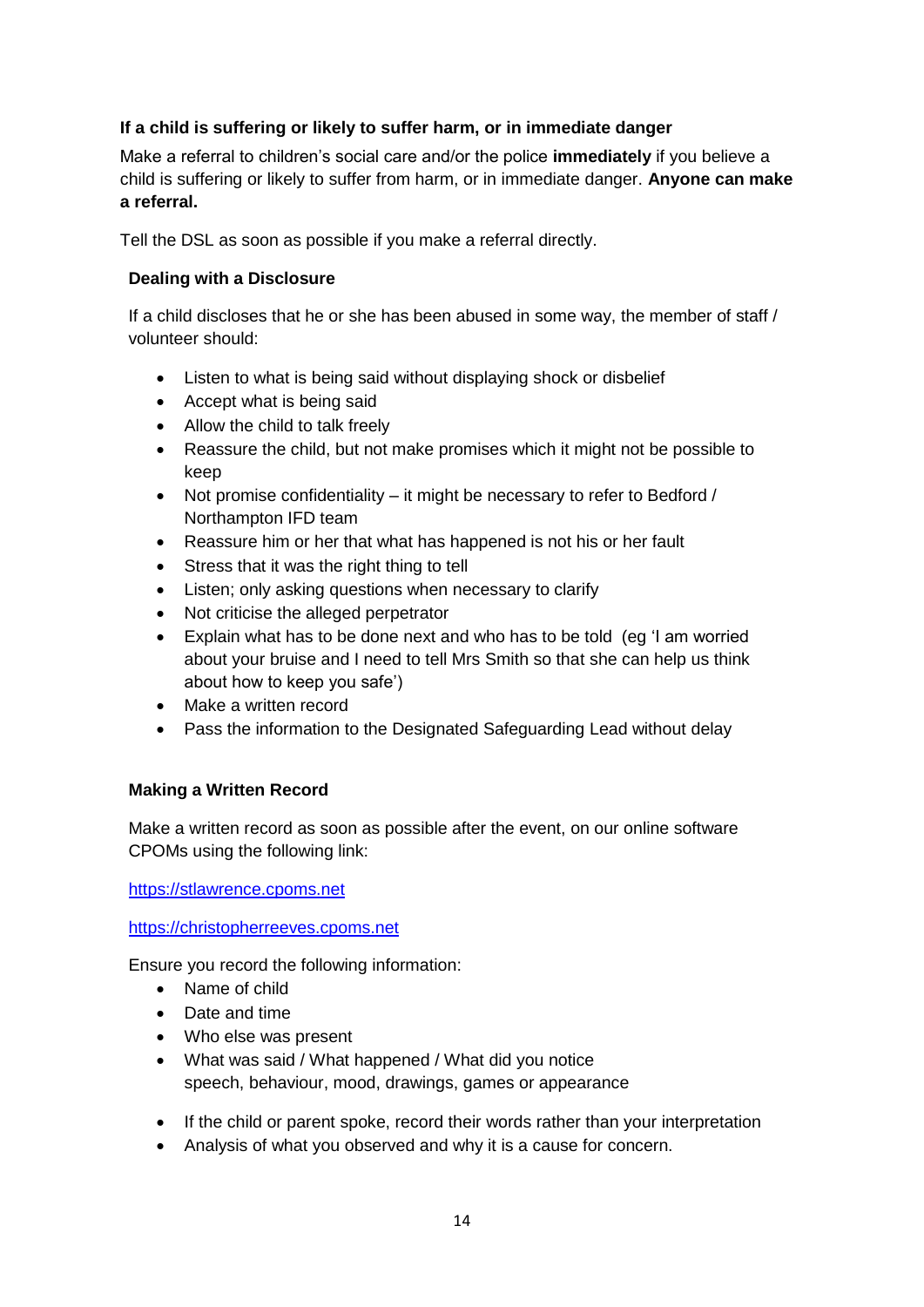**If a child is suffering or likely to suffer harm, or in immediate danger**

Make a referral to children's social care and/or the police **immediately** if you believe a child is suffering or likely to suffer from harm, or in immediate danger. **Anyone can make a referral.**

Tell the DSL as soon as possible if you make a referral directly.

**Dealing with a Disclosure**

If a child discloses that he or she has been abused in some way, the member of staff / volunteer should:

- Listen to what is being said without displaying shock or disbelief
- Accept what is being said
- Allow the child to talk freely
- Reassure the child, but not make promises which it might not be possible to keep
- Not promise confidentiality – it might be necessary to refer to Bedford / Northampton IFD team
- Reassure him or her that what has happened is not his or her fault
- Stress that it was the right thing to tell
- Listen; only asking questions when necessary to clarify
- Not criticise the alleged perpetrator
- Explain what has to be done next and who has to be told (eg 'I am worried about your bruise and I need to tell Mrs Smith so that she can help us think about how to keep you safe')
- Make a written record
- Pass the information to the Designated Safeguarding Lead without delay

**Making a Written Record**

Make a written record as soon as possible after the event, on our online software CPOMs using the following link:

https://stlawrence.cpoms.net

https://christopherreeves.cpoms.net

Ensure you record the following information:

- Name of child
- Date and time
- Who else was present
- What was said / What happened / What did you notice
  speech, behaviour, mood, drawings, games or appearance
- If the child or parent spoke, record their words rather than your interpretation
- Analysis of what you observed and why it is a cause for concern.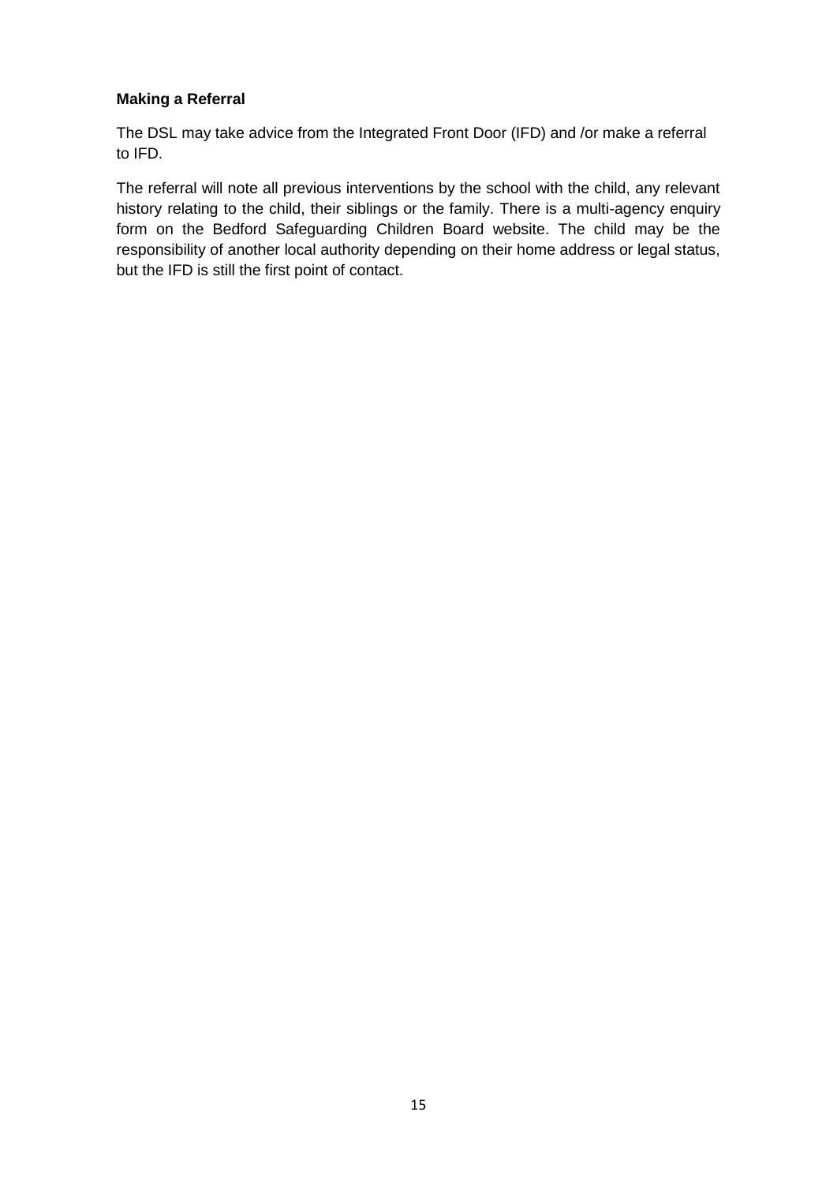**Making a Referral**

The DSL may take advice from the Integrated Front Door (IFD) and /or make a referral to IFD.

The referral will note all previous interventions by the school with the child, any relevant history relating to the child, their siblings or the family. There is a multi-agency enquiry form on the Bedford Safeguarding Children Board website. The child may be the responsibility of another local authority depending on their home address or legal status, but the IFD is still the first point of contact.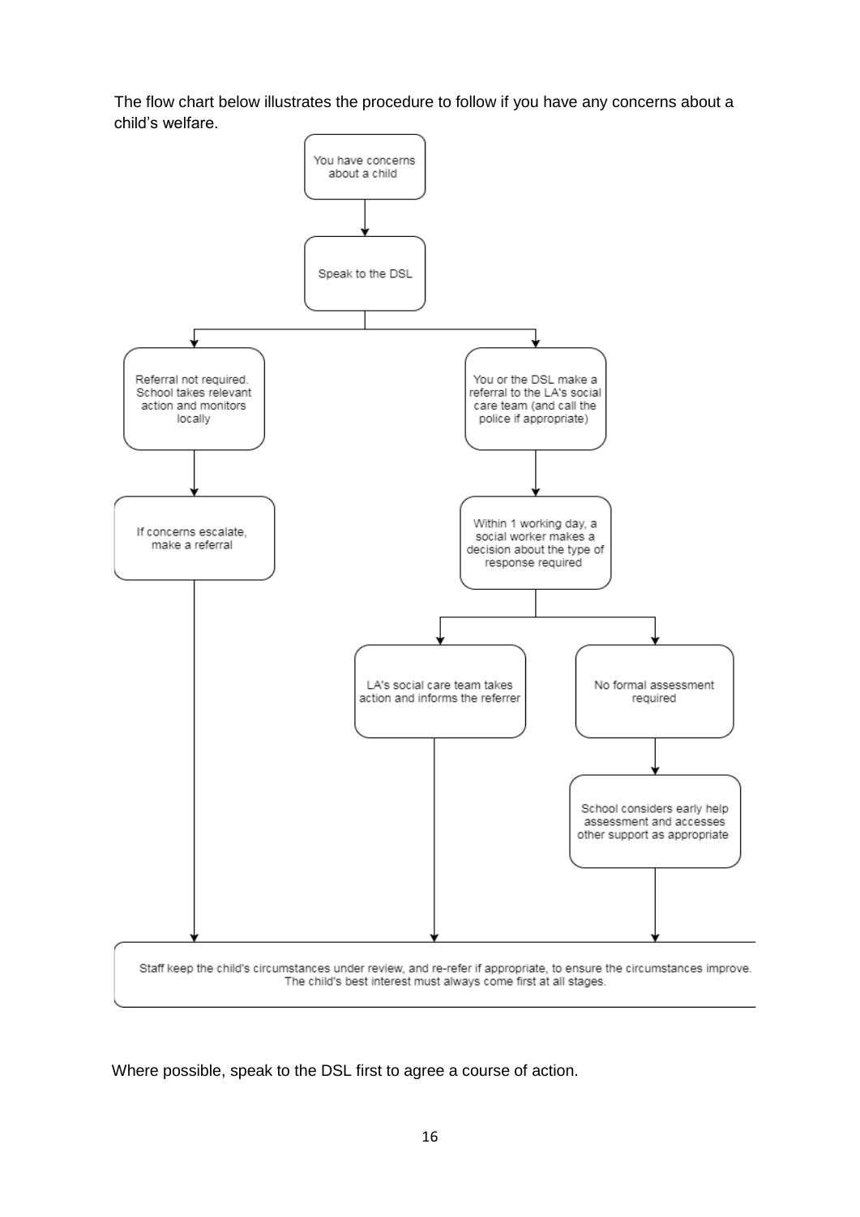The flow chart below illustrates the procedure to follow if you have any concerns about a child's welfare.

You have concerns about a child

Speak to the DSL

Referral not required. School takes relevant action and monitors locally

If concerns escalate, make a referral

You or the DSL make a referral to the LA's social care team (and call the police if appropriate)

Within 1 working day, a social worker makes a decision about the type of response required

LA's social care team takes action and informs the referrer

No formal assessment required

School considers early help assessment and accesses other support as appropriate

Staff keep the child's circumstances under review, and re-refer if appropriate, to ensure the circumstances improve. The child's best interest must always come first at all stages.

Where possible, speak to the DSL first to agree a course of action.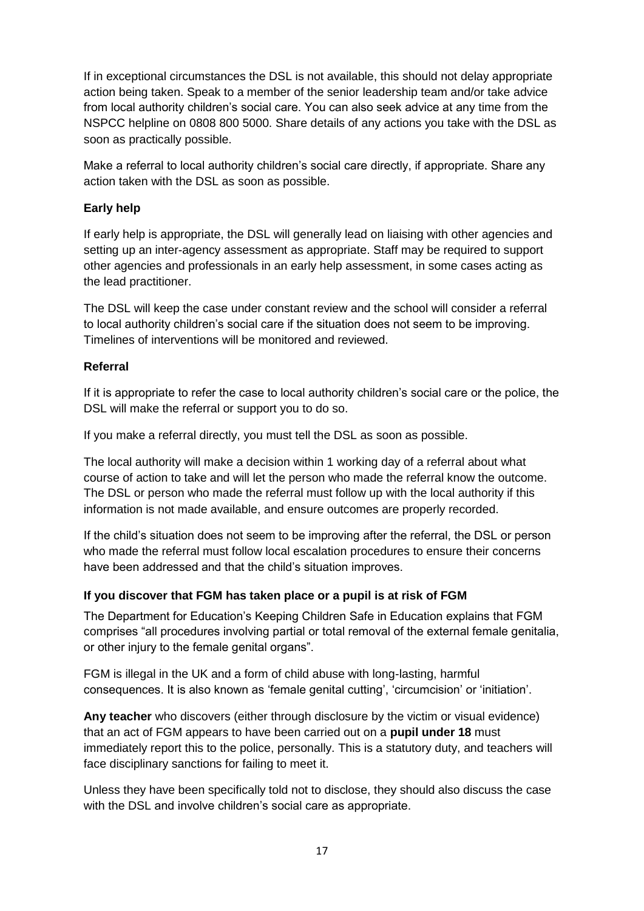If in exceptional circumstances the DSL is not available, this should not delay appropriate action being taken. Speak to a member of the senior leadership team and/or take advice from local authority children's social care. You can also seek advice at any time from the NSPCC helpline on 0808 800 5000. Share details of any actions you take with the DSL as soon as practically possible.

Make a referral to local authority children's social care directly, if appropriate. Share any action taken with the DSL as soon as possible.

### Early help

If early help is appropriate, the DSL will generally lead on liaising with other agencies and setting up an inter-agency assessment as appropriate. Staff may be required to support other agencies and professionals in an early help assessment, in some cases acting as the lead practitioner.

The DSL will keep the case under constant review and the school will consider a referral to local authority children's social care if the situation does not seem to be improving. Timelines of interventions will be monitored and reviewed.

### Referral

If it is appropriate to refer the case to local authority children's social care or the police, the DSL will make the referral or support you to do so.

If you make a referral directly, you must tell the DSL as soon as possible.

The local authority will make a decision within 1 working day of a referral about what course of action to take and will let the person who made the referral know the outcome. The DSL or person who made the referral must follow up with the local authority if this information is not made available, and ensure outcomes are properly recorded.

If the child's situation does not seem to be improving after the referral, the DSL or person who made the referral must follow local escalation procedures to ensure their concerns have been addressed and that the child's situation improves.

### If you discover that FGM has taken place or a pupil is at risk of FGM

The Department for Education's Keeping Children Safe in Education explains that FGM comprises "all procedures involving partial or total removal of the external female genitalia, or other injury to the female genital organs".

FGM is illegal in the UK and a form of child abuse with long-lasting, harmful consequences. It is also known as 'female genital cutting', 'circumcision' or 'initiation'.

**Any teacher** who discovers (either through disclosure by the victim or visual evidence) that an act of FGM appears to have been carried out on a **pupil under 18** must immediately report this to the police, personally. This is a statutory duty, and teachers will face disciplinary sanctions for failing to meet it.

Unless they have been specifically told not to disclose, they should also discuss the case with the DSL and involve children's social care as appropriate.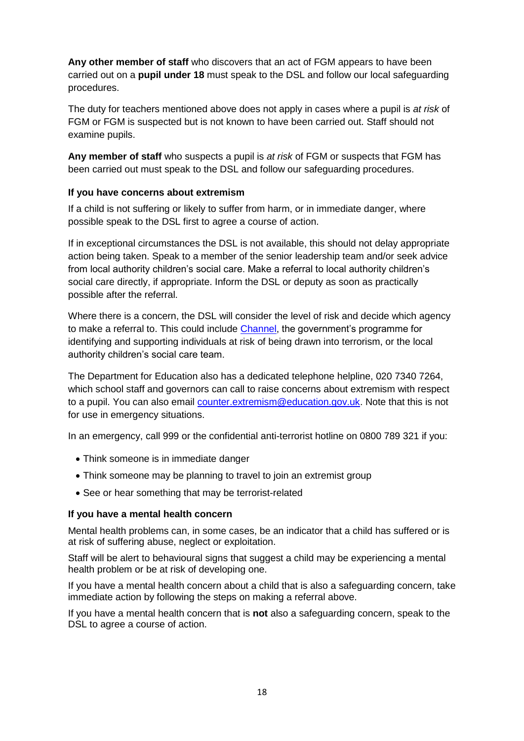**Any other member of staff** who discovers that an act of FGM appears to have been carried out on a **pupil under 18** must speak to the DSL and follow our local safeguarding procedures.

The duty for teachers mentioned above does not apply in cases where a pupil is *at risk* of FGM or FGM is suspected but is not known to have been carried out. Staff should not examine pupils.

**Any member of staff** who suspects a pupil is *at risk* of FGM or suspects that FGM has been carried out must speak to the DSL and follow our safeguarding procedures.

#### If you have concerns about extremism

If a child is not suffering or likely to suffer from harm, or in immediate danger, where possible speak to the DSL first to agree a course of action.

If in exceptional circumstances the DSL is not available, this should not delay appropriate action being taken. Speak to a member of the senior leadership team and/or seek advice from local authority children's social care. Make a referral to local authority children's social care directly, if appropriate. Inform the DSL or deputy as soon as practically possible after the referral.

Where there is a concern, the DSL will consider the level of risk and decide which agency to make a referral to. This could include Channel, the government's programme for identifying and supporting individuals at risk of being drawn into terrorism, or the local authority children's social care team.

The Department for Education also has a dedicated telephone helpline, 020 7340 7264, which school staff and governors can call to raise concerns about extremism with respect to a pupil. You can also email counter.extremism@education.gov.uk. Note that this is not for use in emergency situations.

In an emergency, call 999 or the confidential anti-terrorist hotline on 0800 789 321 if you:

- Think someone is in immediate danger
- Think someone may be planning to travel to join an extremist group
- See or hear something that may be terrorist-related

#### If you have a mental health concern

Mental health problems can, in some cases, be an indicator that a child has suffered or is at risk of suffering abuse, neglect or exploitation.

Staff will be alert to behavioural signs that suggest a child may be experiencing a mental health problem or be at risk of developing one.

If you have a mental health concern about a child that is also a safeguarding concern, take immediate action by following the steps on making a referral above.

If you have a mental health concern that is **not** also a safeguarding concern, speak to the DSL to agree a course of action.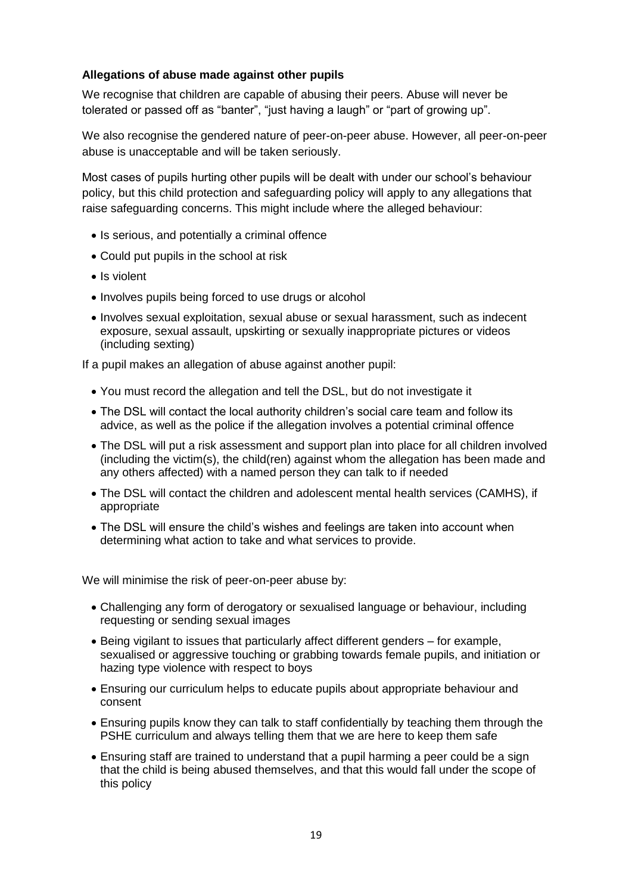**Allegations of abuse made against other pupils**

We recognise that children are capable of abusing their peers. Abuse will never be tolerated or passed off as "banter", "just having a laugh" or "part of growing up".

We also recognise the gendered nature of peer-on-peer abuse. However, all peer-on-peer abuse is unacceptable and will be taken seriously.

Most cases of pupils hurting other pupils will be dealt with under our school's behaviour policy, but this child protection and safeguarding policy will apply to any allegations that raise safeguarding concerns. This might include where the alleged behaviour:

- Is serious, and potentially a criminal offence
- Could put pupils in the school at risk
- Is violent
- Involves pupils being forced to use drugs or alcohol
- Involves sexual exploitation, sexual abuse or sexual harassment, such as indecent exposure, sexual assault, upskirting or sexually inappropriate pictures or videos (including sexting)

If a pupil makes an allegation of abuse against another pupil:

- You must record the allegation and tell the DSL, but do not investigate it
- The DSL will contact the local authority children's social care team and follow its advice, as well as the police if the allegation involves a potential criminal offence
- The DSL will put a risk assessment and support plan into place for all children involved (including the victim(s), the child(ren) against whom the allegation has been made and any others affected) with a named person they can talk to if needed
- The DSL will contact the children and adolescent mental health services (CAMHS), if appropriate
- The DSL will ensure the child's wishes and feelings are taken into account when determining what action to take and what services to provide.

We will minimise the risk of peer-on-peer abuse by:

- Challenging any form of derogatory or sexualised language or behaviour, including requesting or sending sexual images
- Being vigilant to issues that particularly affect different genders – for example, sexualised or aggressive touching or grabbing towards female pupils, and initiation or hazing type violence with respect to boys
- Ensuring our curriculum helps to educate pupils about appropriate behaviour and consent
- Ensuring pupils know they can talk to staff confidentially by teaching them through the PSHE curriculum and always telling them that we are here to keep them safe
- Ensuring staff are trained to understand that a pupil harming a peer could be a sign that the child is being abused themselves, and that this would fall under the scope of this policy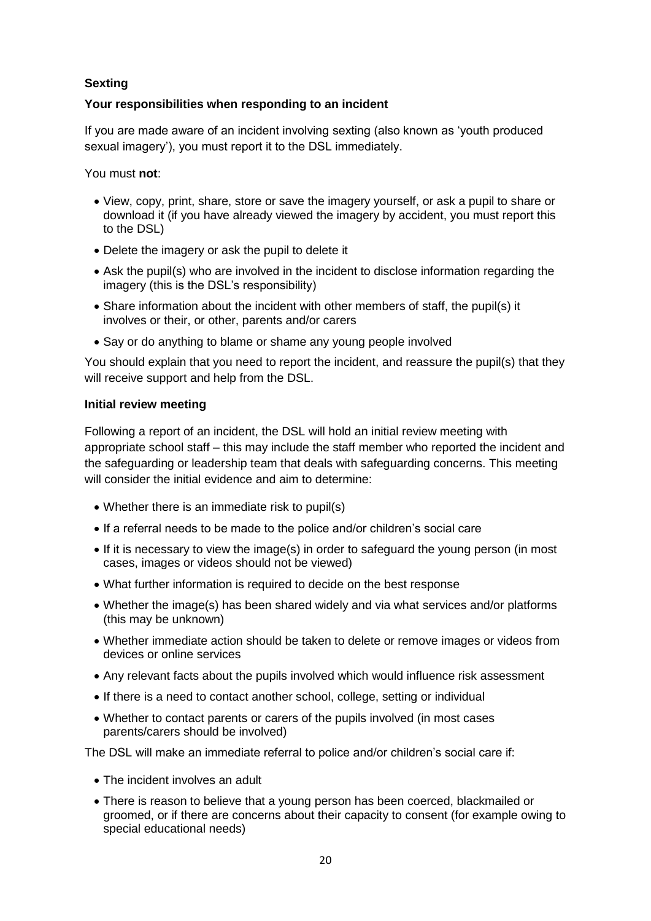**Sexting**

**Your responsibilities when responding to an incident**

If you are made aware of an incident involving sexting (also known as 'youth produced sexual imagery'), you must report it to the DSL immediately.

You must **not**:

- View, copy, print, share, store or save the imagery yourself, or ask a pupil to share or download it (if you have already viewed the imagery by accident, you must report this to the DSL)
- Delete the imagery or ask the pupil to delete it
- Ask the pupil(s) who are involved in the incident to disclose information regarding the imagery (this is the DSL's responsibility)
- Share information about the incident with other members of staff, the pupil(s) it involves or their, or other, parents and/or carers
- Say or do anything to blame or shame any young people involved

You should explain that you need to report the incident, and reassure the pupil(s) that they will receive support and help from the DSL.

**Initial review meeting**

Following a report of an incident, the DSL will hold an initial review meeting with appropriate school staff – this may include the staff member who reported the incident and the safeguarding or leadership team that deals with safeguarding concerns. This meeting will consider the initial evidence and aim to determine:

- Whether there is an immediate risk to pupil(s)
- If a referral needs to be made to the police and/or children's social care
- If it is necessary to view the image(s) in order to safeguard the young person (in most cases, images or videos should not be viewed)
- What further information is required to decide on the best response
- Whether the image(s) has been shared widely and via what services and/or platforms (this may be unknown)
- Whether immediate action should be taken to delete or remove images or videos from devices or online services
- Any relevant facts about the pupils involved which would influence risk assessment
- If there is a need to contact another school, college, setting or individual
- Whether to contact parents or carers of the pupils involved (in most cases parents/carers should be involved)

The DSL will make an immediate referral to police and/or children's social care if:

- The incident involves an adult
- There is reason to believe that a young person has been coerced, blackmailed or groomed, or if there are concerns about their capacity to consent (for example owing to special educational needs)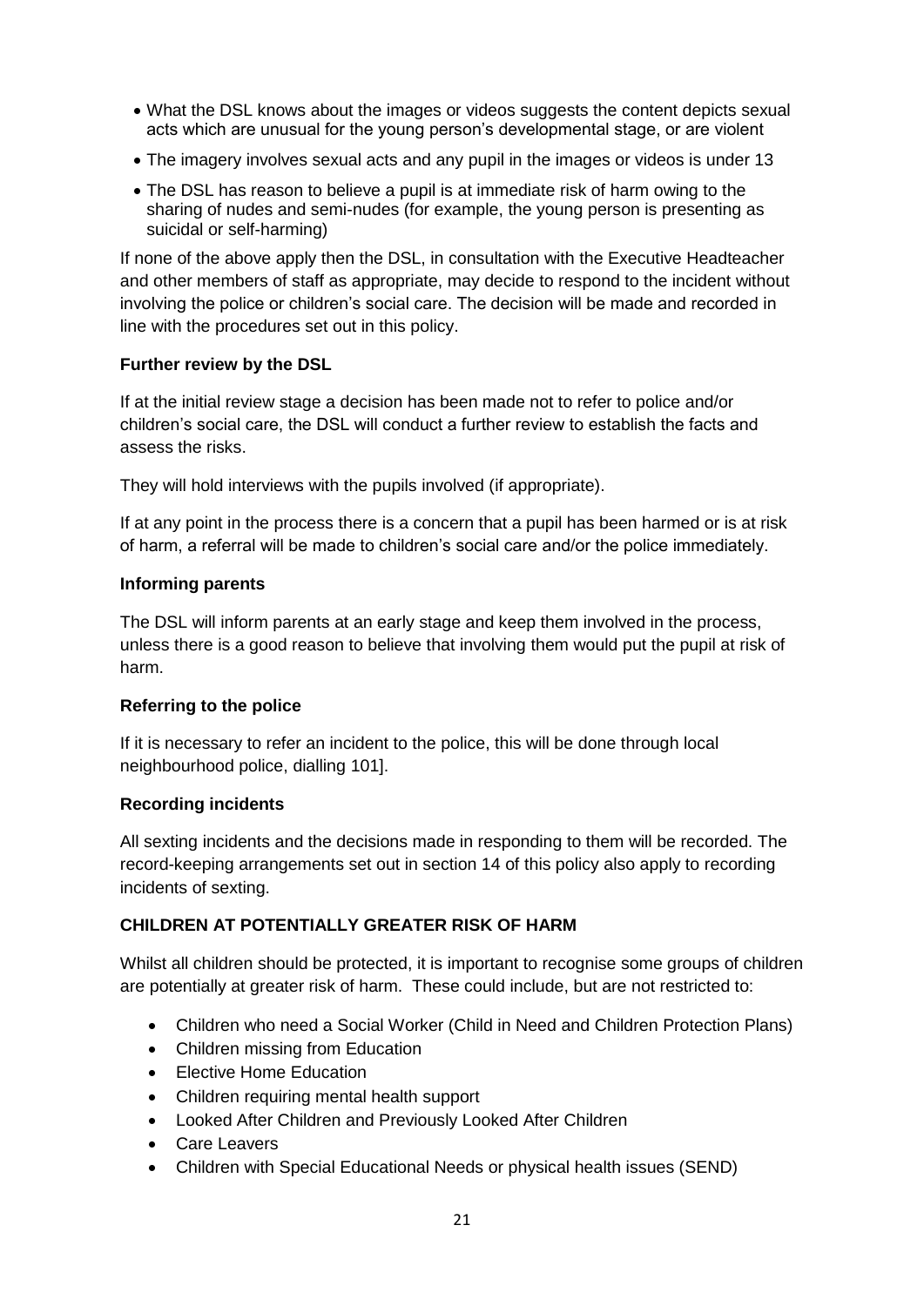- What the DSL knows about the images or videos suggests the content depicts sexual acts which are unusual for the young person's developmental stage, or are violent
- The imagery involves sexual acts and any pupil in the images or videos is under 13
- The DSL has reason to believe a pupil is at immediate risk of harm owing to the sharing of nudes and semi-nudes (for example, the young person is presenting as suicidal or self-harming)

If none of the above apply then the DSL, in consultation with the Executive Headteacher and other members of staff as appropriate, may decide to respond to the incident without involving the police or children's social care. The decision will be made and recorded in line with the procedures set out in this policy.

**Further review by the DSL**

If at the initial review stage a decision has been made not to refer to police and/or children's social care, the DSL will conduct a further review to establish the facts and assess the risks.

They will hold interviews with the pupils involved (if appropriate).

If at any point in the process there is a concern that a pupil has been harmed or is at risk of harm, a referral will be made to children's social care and/or the police immediately.

**Informing parents**

The DSL will inform parents at an early stage and keep them involved in the process, unless there is a good reason to believe that involving them would put the pupil at risk of harm.

**Referring to the police**

If it is necessary to refer an incident to the police, this will be done through local neighbourhood police, dialling 101].

**Recording incidents**

All sexting incidents and the decisions made in responding to them will be recorded. The record-keeping arrangements set out in section 14 of this policy also apply to recording incidents of sexting.

**CHILDREN AT POTENTIALLY GREATER RISK OF HARM**

Whilst all children should be protected, it is important to recognise some groups of children are potentially at greater risk of harm. These could include, but are not restricted to:

- Children who need a Social Worker (Child in Need and Children Protection Plans)
- Children missing from Education
- Elective Home Education
- Children requiring mental health support
- Looked After Children and Previously Looked After Children
- Care Leavers
- Children with Special Educational Needs or physical health issues (SEND)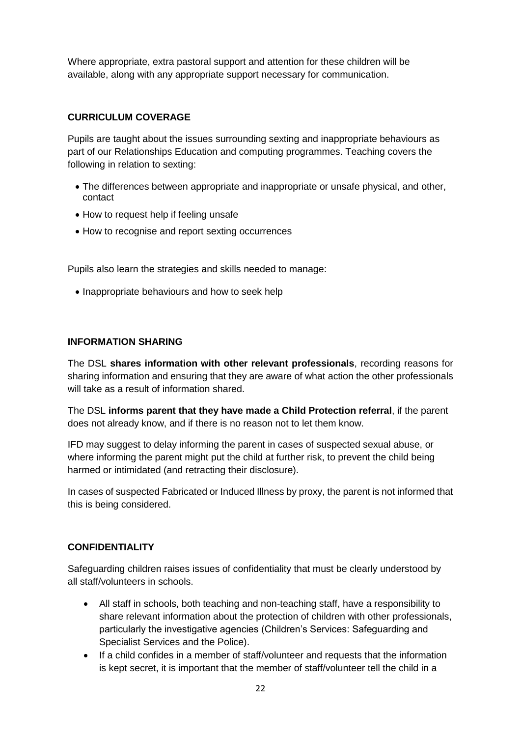Where appropriate, extra pastoral support and attention for these children will be available, along with any appropriate support necessary for communication.

**CURRICULUM COVERAGE**

Pupils are taught about the issues surrounding sexting and inappropriate behaviours as part of our Relationships Education and computing programmes. Teaching covers the following in relation to sexting:

- The differences between appropriate and inappropriate or unsafe physical, and other, contact
- How to request help if feeling unsafe
- How to recognise and report sexting occurrences

Pupils also learn the strategies and skills needed to manage:

- Inappropriate behaviours and how to seek help

**INFORMATION SHARING**

The DSL **shares information with other relevant professionals**, recording reasons for sharing information and ensuring that they are aware of what action the other professionals will take as a result of information shared.

The DSL **informs parent that they have made a Child Protection referral**, if the parent does not already know, and if there is no reason not to let them know.

IFD may suggest to delay informing the parent in cases of suspected sexual abuse, or where informing the parent might put the child at further risk, to prevent the child being harmed or intimidated (and retracting their disclosure).

In cases of suspected Fabricated or Induced Illness by proxy, the parent is not informed that this is being considered.

**CONFIDENTIALITY**

Safeguarding children raises issues of confidentiality that must be clearly understood by all staff/volunteers in schools.

- All staff in schools, both teaching and non-teaching staff, have a responsibility to share relevant information about the protection of children with other professionals, particularly the investigative agencies (Children's Services: Safeguarding and Specialist Services and the Police).
- If a child confides in a member of staff/volunteer and requests that the information is kept secret, it is important that the member of staff/volunteer tell the child in a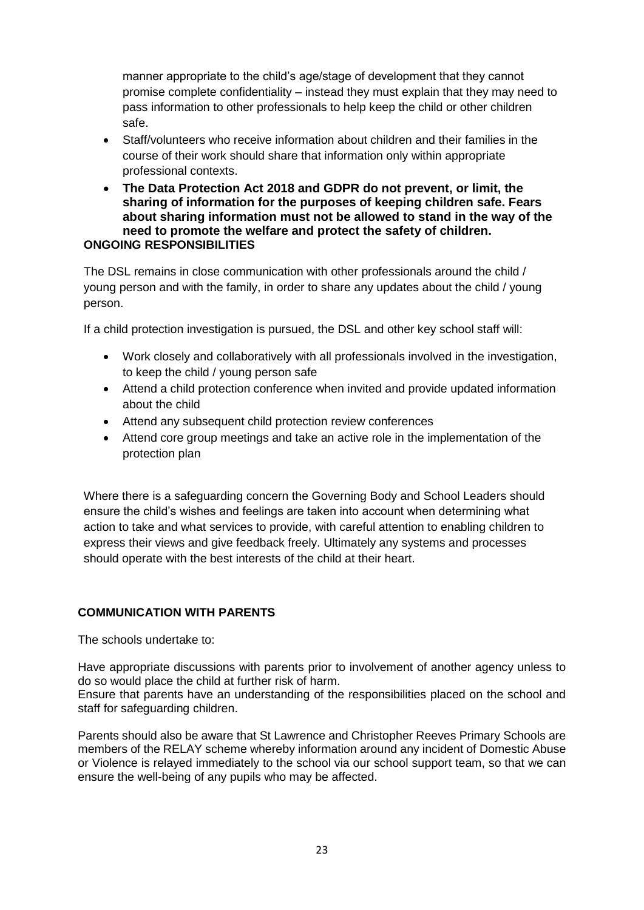manner appropriate to the child's age/stage of development that they cannot promise complete confidentiality – instead they must explain that they may need to pass information to other professionals to help keep the child or other children safe.

- Staff/volunteers who receive information about children and their families in the course of their work should share that information only within appropriate professional contexts.
- **The Data Protection Act 2018 and GDPR do not prevent, or limit, the sharing of information for the purposes of keeping children safe. Fears about sharing information must not be allowed to stand in the way of the need to promote the welfare and protect the safety of children.**

**ONGOING RESPONSIBILITIES**

The DSL remains in close communication with other professionals around the child / young person and with the family, in order to share any updates about the child / young person.

If a child protection investigation is pursued, the DSL and other key school staff will:

- Work closely and collaboratively with all professionals involved in the investigation, to keep the child / young person safe
- Attend a child protection conference when invited and provide updated information about the child
- Attend any subsequent child protection review conferences
- Attend core group meetings and take an active role in the implementation of the protection plan

Where there is a safeguarding concern the Governing Body and School Leaders should ensure the child's wishes and feelings are taken into account when determining what action to take and what services to provide, with careful attention to enabling children to express their views and give feedback freely. Ultimately any systems and processes should operate with the best interests of the child at their heart.

**COMMUNICATION WITH PARENTS**

The schools undertake to:

Have appropriate discussions with parents prior to involvement of another agency unless to do so would place the child at further risk of harm.
Ensure that parents have an understanding of the responsibilities placed on the school and staff for safeguarding children.

Parents should also be aware that St Lawrence and Christopher Reeves Primary Schools are members of the RELAY scheme whereby information around any incident of Domestic Abuse or Violence is relayed immediately to the school via our school support team, so that we can ensure the well-being of any pupils who may be affected.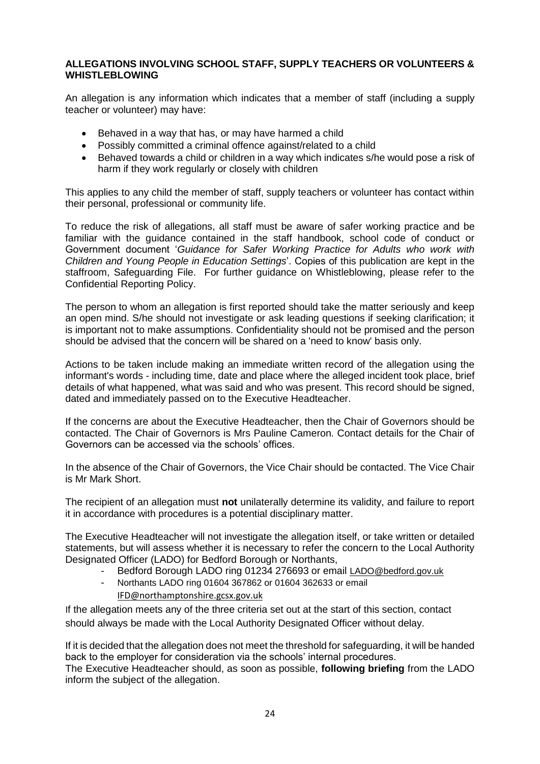**ALLEGATIONS INVOLVING SCHOOL STAFF, SUPPLY TEACHERS OR VOLUNTEERS & WHISTLEBLOWING**

An allegation is any information which indicates that a member of staff (including a supply teacher or volunteer) may have:

- Behaved in a way that has, or may have harmed a child
- Possibly committed a criminal offence against/related to a child
- Behaved towards a child or children in a way which indicates s/he would pose a risk of harm if they work regularly or closely with children

This applies to any child the member of staff, supply teachers or volunteer has contact within their personal, professional or community life.

To reduce the risk of allegations, all staff must be aware of safer working practice and be familiar with the guidance contained in the staff handbook, school code of conduct or Government document '*Guidance for Safer Working Practice for Adults who work with Children and Young People in Education Settings*'. Copies of this publication are kept in the staffroom, Safeguarding File. For further guidance on Whistleblowing, please refer to the Confidential Reporting Policy.

The person to whom an allegation is first reported should take the matter seriously and keep an open mind. S/he should not investigate or ask leading questions if seeking clarification; it is important not to make assumptions. Confidentiality should not be promised and the person should be advised that the concern will be shared on a 'need to know' basis only.

Actions to be taken include making an immediate written record of the allegation using the informant's words - including time, date and place where the alleged incident took place, brief details of what happened, what was said and who was present. This record should be signed, dated and immediately passed on to the Executive Headteacher.

If the concerns are about the Executive Headteacher, then the Chair of Governors should be contacted. The Chair of Governors is Mrs Pauline Cameron. Contact details for the Chair of Governors can be accessed via the schools' offices.

In the absence of the Chair of Governors, the Vice Chair should be contacted. The Vice Chair is Mr Mark Short.

The recipient of an allegation must **not** unilaterally determine its validity, and failure to report it in accordance with procedures is a potential disciplinary matter.

The Executive Headteacher will not investigate the allegation itself, or take written or detailed statements, but will assess whether it is necessary to refer the concern to the Local Authority Designated Officer (LADO) for Bedford Borough or Northants,

- Bedford Borough LADO ring 01234 276693 or email LADO@bedford.gov.uk
- Northants LADO ring 01604 367862 or 01604 362633 or email IFD@northamptonshire.gcsx.gov.uk

If the allegation meets any of the three criteria set out at the start of this section, contact should always be made with the Local Authority Designated Officer without delay.

If it is decided that the allegation does not meet the threshold for safeguarding, it will be handed back to the employer for consideration via the schools' internal procedures.
The Executive Headteacher should, as soon as possible, **following briefing** from the LADO inform the subject of the allegation.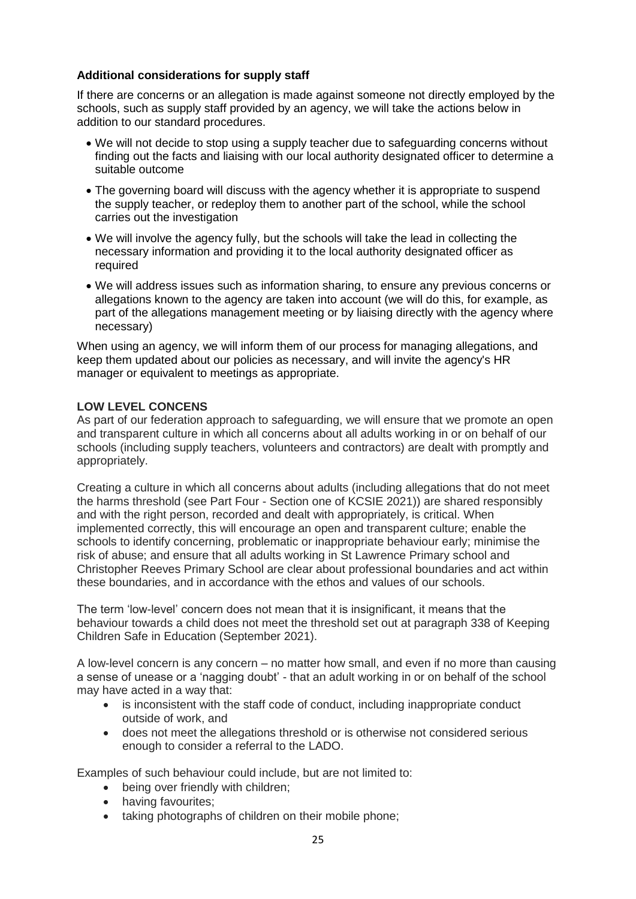### Additional considerations for supply staff

If there are concerns or an allegation is made against someone not directly employed by the schools, such as supply staff provided by an agency, we will take the actions below in addition to our standard procedures.

- We will not decide to stop using a supply teacher due to safeguarding concerns without finding out the facts and liaising with our local authority designated officer to determine a suitable outcome
- The governing board will discuss with the agency whether it is appropriate to suspend the supply teacher, or redeploy them to another part of the school, while the school carries out the investigation
- We will involve the agency fully, but the schools will take the lead in collecting the necessary information and providing it to the local authority designated officer as required
- We will address issues such as information sharing, to ensure any previous concerns or allegations known to the agency are taken into account (we will do this, for example, as part of the allegations management meeting or by liaising directly with the agency where necessary)

When using an agency, we will inform them of our process for managing allegations, and keep them updated about our policies as necessary, and will invite the agency's HR manager or equivalent to meetings as appropriate.

### LOW LEVEL CONCENS

As part of our federation approach to safeguarding, we will ensure that we promote an open and transparent culture in which all concerns about all adults working in or on behalf of our schools (including supply teachers, volunteers and contractors) are dealt with promptly and appropriately.

Creating a culture in which all concerns about adults (including allegations that do not meet the harms threshold (see Part Four - Section one of KCSIE 2021)) are shared responsibly and with the right person, recorded and dealt with appropriately, is critical. When implemented correctly, this will encourage an open and transparent culture; enable the schools to identify concerning, problematic or inappropriate behaviour early; minimise the risk of abuse; and ensure that all adults working in St Lawrence Primary school and Christopher Reeves Primary School are clear about professional boundaries and act within these boundaries, and in accordance with the ethos and values of our schools.

The term 'low-level' concern does not mean that it is insignificant, it means that the behaviour towards a child does not meet the threshold set out at paragraph 338 of Keeping Children Safe in Education (September 2021).

A low-level concern is any concern – no matter how small, and even if no more than causing a sense of unease or a 'nagging doubt' - that an adult working in or on behalf of the school may have acted in a way that:

- is inconsistent with the staff code of conduct, including inappropriate conduct outside of work, and
- does not meet the allegations threshold or is otherwise not considered serious enough to consider a referral to the LADO.

Examples of such behaviour could include, but are not limited to:

- being over friendly with children;
- having favourites;
- taking photographs of children on their mobile phone;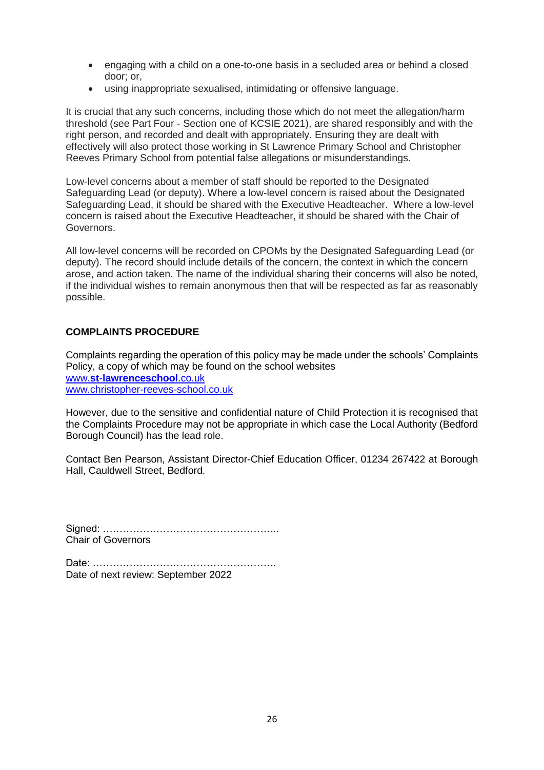- engaging with a child on a one-to-one basis in a secluded area or behind a closed door; or,
- using inappropriate sexualised, intimidating or offensive language.

It is crucial that any such concerns, including those which do not meet the allegation/harm threshold (see Part Four - Section one of KCSIE 2021), are shared responsibly and with the right person, and recorded and dealt with appropriately. Ensuring they are dealt with effectively will also protect those working in St Lawrence Primary School and Christopher Reeves Primary School from potential false allegations or misunderstandings.

Low-level concerns about a member of staff should be reported to the Designated Safeguarding Lead (or deputy). Where a low-level concern is raised about the Designated Safeguarding Lead, it should be shared with the Executive Headteacher. Where a low-level concern is raised about the Executive Headteacher, it should be shared with the Chair of Governors.

All low-level concerns will be recorded on CPOMs by the Designated Safeguarding Lead (or deputy). The record should include details of the concern, the context in which the concern arose, and action taken. The name of the individual sharing their concerns will also be noted, if the individual wishes to remain anonymous then that will be respected as far as reasonably possible.

**COMPLAINTS PROCEDURE**

Complaints regarding the operation of this policy may be made under the schools' Complaints Policy, a copy of which may be found on the school websites
[www.**st-lawrenceschool**.co.uk](www.st-lawrenceschool.co.uk)
[www.christopher-reeves-school.co.uk](www.christopher-reeves-school.co.uk)

However, due to the sensitive and confidential nature of Child Protection it is recognised that the Complaints Procedure may not be appropriate in which case the Local Authority (Bedford Borough Council) has the lead role.

Contact Ben Pearson, Assistant Director-Chief Education Officer, 01234 267422 at Borough Hall, Cauldwell Street, Bedford.

Signed: ……………………………………………..
Chair of Governors

Date: ……………………………………………….
Date of next review: September 2022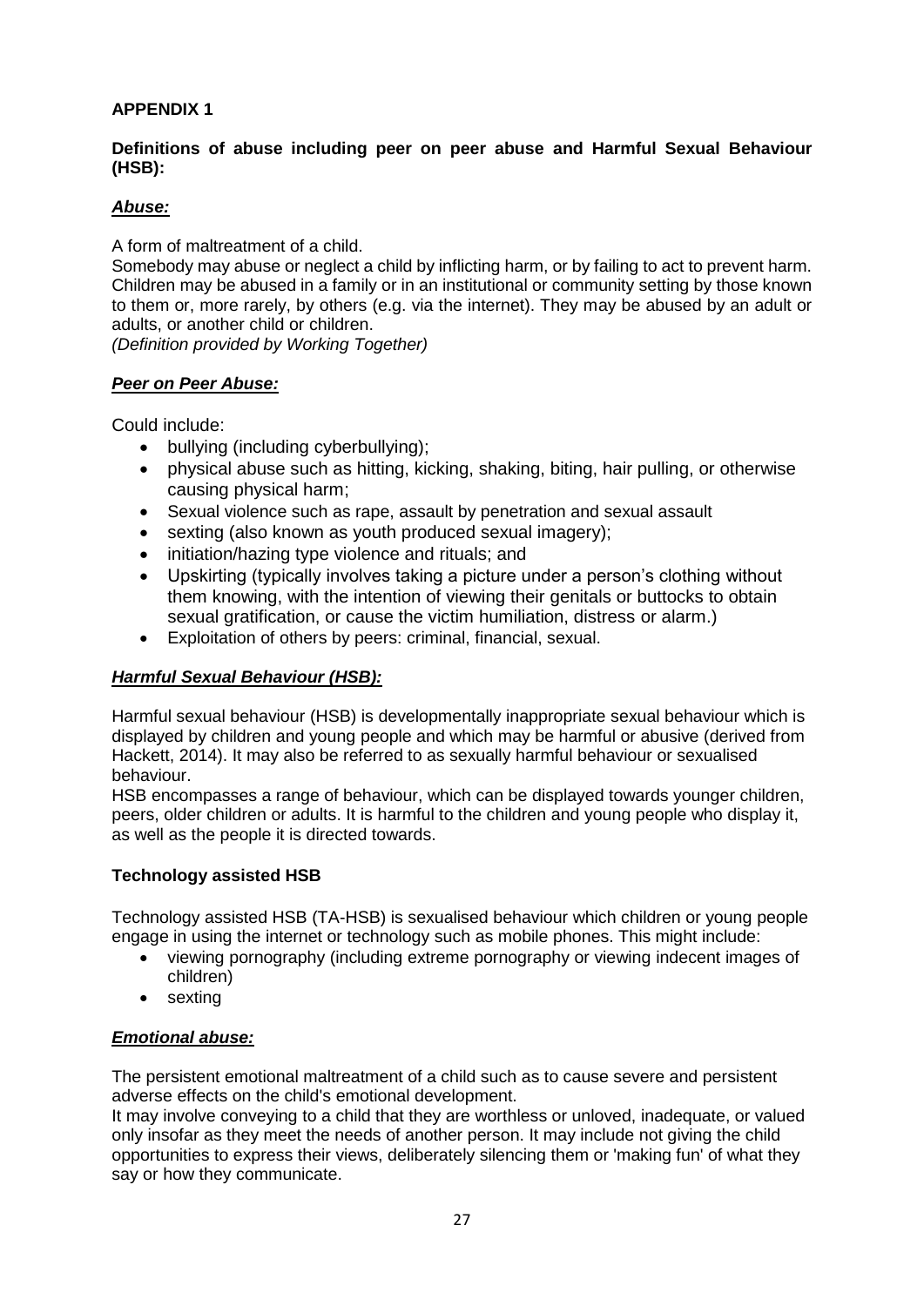**APPENDIX 1**

**Definitions of abuse including peer on peer abuse and Harmful Sexual Behaviour (HSB):**

***Abuse:***

A form of maltreatment of a child.
Somebody may abuse or neglect a child by inflicting harm, or by failing to act to prevent harm. Children may be abused in a family or in an institutional or community setting by those known to them or, more rarely, by others (e.g. via the internet). They may be abused by an adult or adults, or another child or children.
*(Definition provided by Working Together)*

***Peer on Peer Abuse:***

Could include:

- bullying (including cyberbullying);
- physical abuse such as hitting, kicking, shaking, biting, hair pulling, or otherwise causing physical harm;
- Sexual violence such as rape, assault by penetration and sexual assault
- sexting (also known as youth produced sexual imagery);
- initiation/hazing type violence and rituals; and
- Upskirting (typically involves taking a picture under a person's clothing without them knowing, with the intention of viewing their genitals or buttocks to obtain sexual gratification, or cause the victim humiliation, distress or alarm.)
- Exploitation of others by peers: criminal, financial, sexual.

***Harmful Sexual Behaviour (HSB):***

Harmful sexual behaviour (HSB) is developmentally inappropriate sexual behaviour which is displayed by children and young people and which may be harmful or abusive (derived from Hackett, 2014). It may also be referred to as sexually harmful behaviour or sexualised behaviour.
HSB encompasses a range of behaviour, which can be displayed towards younger children, peers, older children or adults. It is harmful to the children and young people who display it, as well as the people it is directed towards.

**Technology assisted HSB**

Technology assisted HSB (TA-HSB) is sexualised behaviour which children or young people engage in using the internet or technology such as mobile phones. This might include:

- viewing pornography (including extreme pornography or viewing indecent images of children)
- sexting

***Emotional abuse:***

The persistent emotional maltreatment of a child such as to cause severe and persistent adverse effects on the child's emotional development.
It may involve conveying to a child that they are worthless or unloved, inadequate, or valued only insofar as they meet the needs of another person. It may include not giving the child opportunities to express their views, deliberately silencing them or 'making fun' of what they say or how they communicate.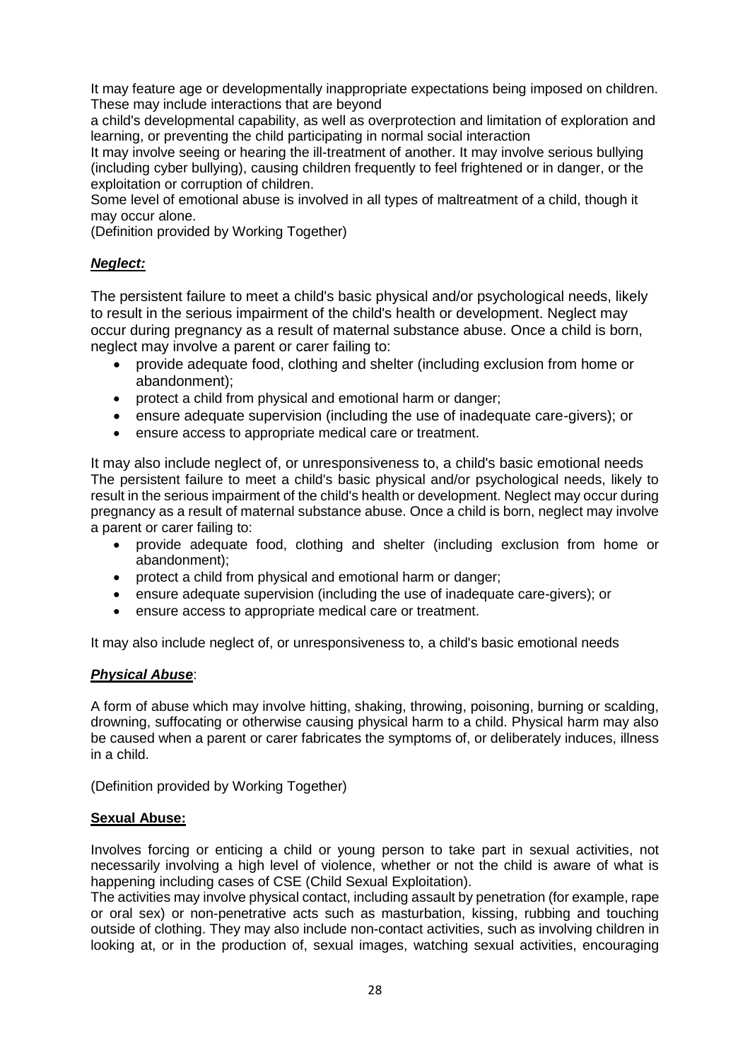It may feature age or developmentally inappropriate expectations being imposed on children. These may include interactions that are beyond

a child's developmental capability, as well as overprotection and limitation of exploration and learning, or preventing the child participating in normal social interaction

It may involve seeing or hearing the ill-treatment of another. It may involve serious bullying (including cyber bullying), causing children frequently to feel frightened or in danger, or the exploitation or corruption of children.

Some level of emotional abuse is involved in all types of maltreatment of a child, though it may occur alone.

(Definition provided by Working Together)

***Neglect:***

The persistent failure to meet a child's basic physical and/or psychological needs, likely to result in the serious impairment of the child's health or development. Neglect may occur during pregnancy as a result of maternal substance abuse. Once a child is born, neglect may involve a parent or carer failing to:

- provide adequate food, clothing and shelter (including exclusion from home or abandonment);
- protect a child from physical and emotional harm or danger;
- ensure adequate supervision (including the use of inadequate care-givers); or
- ensure access to appropriate medical care or treatment.

It may also include neglect of, or unresponsiveness to, a child's basic emotional needs
The persistent failure to meet a child's basic physical and/or psychological needs, likely to result in the serious impairment of the child's health or development. Neglect may occur during pregnancy as a result of maternal substance abuse. Once a child is born, neglect may involve a parent or carer failing to:

- provide adequate food, clothing and shelter (including exclusion from home or abandonment);
- protect a child from physical and emotional harm or danger;
- ensure adequate supervision (including the use of inadequate care-givers); or
- ensure access to appropriate medical care or treatment.

It may also include neglect of, or unresponsiveness to, a child's basic emotional needs

***Physical Abuse***:

A form of abuse which may involve hitting, shaking, throwing, poisoning, burning or scalding, drowning, suffocating or otherwise causing physical harm to a child. Physical harm may also be caused when a parent or carer fabricates the symptoms of, or deliberately induces, illness in a child.

(Definition provided by Working Together)

**Sexual Abuse:**

Involves forcing or enticing a child or young person to take part in sexual activities, not necessarily involving a high level of violence, whether or not the child is aware of what is happening including cases of CSE (Child Sexual Exploitation).

The activities may involve physical contact, including assault by penetration (for example, rape or oral sex) or non-penetrative acts such as masturbation, kissing, rubbing and touching outside of clothing. They may also include non-contact activities, such as involving children in looking at, or in the production of, sexual images, watching sexual activities, encouraging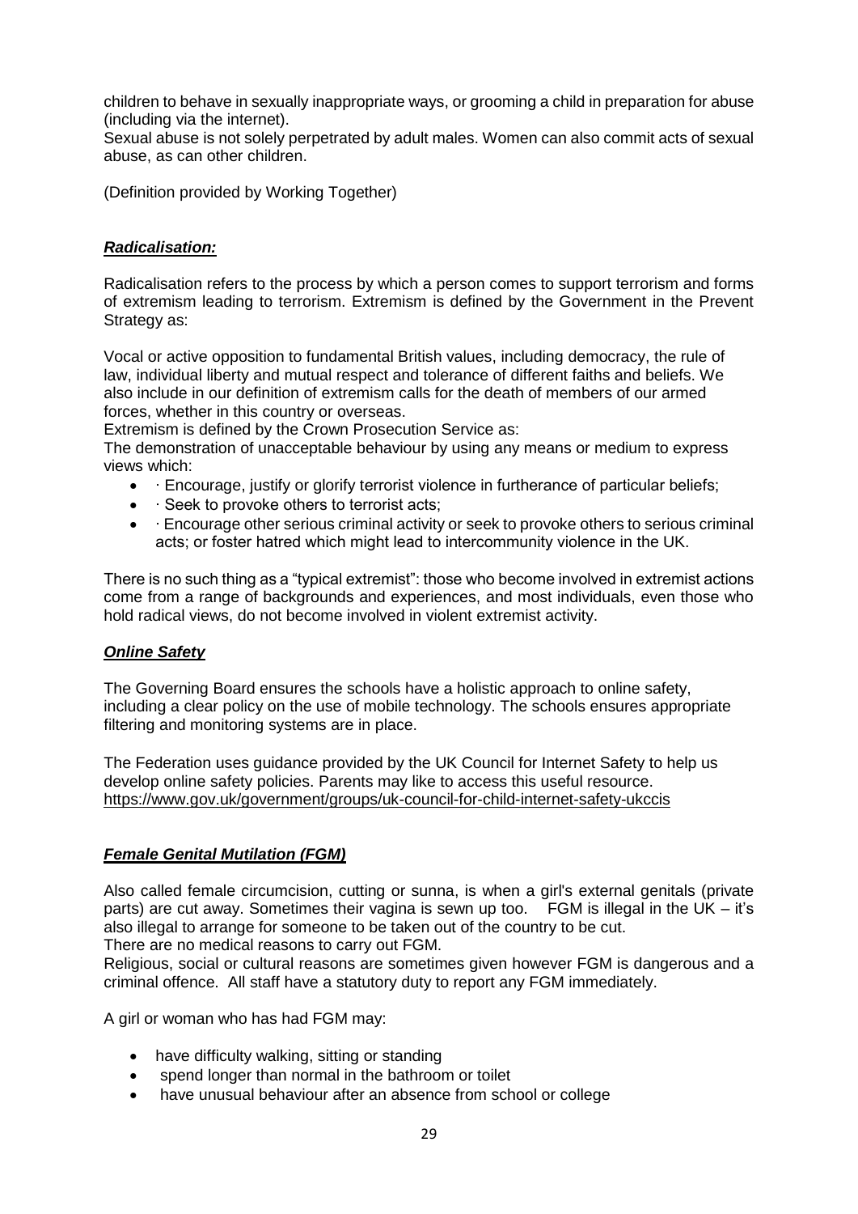children to behave in sexually inappropriate ways, or grooming a child in preparation for abuse (including via the internet).

Sexual abuse is not solely perpetrated by adult males. Women can also commit acts of sexual abuse, as can other children.

(Definition provided by Working Together)

***Radicalisation:***

Radicalisation refers to the process by which a person comes to support terrorism and forms of extremism leading to terrorism. Extremism is defined by the Government in the Prevent Strategy as:

Vocal or active opposition to fundamental British values, including democracy, the rule of law, individual liberty and mutual respect and tolerance of different faiths and beliefs. We also include in our definition of extremism calls for the death of members of our armed forces, whether in this country or overseas.

Extremism is defined by the Crown Prosecution Service as:

The demonstration of unacceptable behaviour by using any means or medium to express views which:

- · Encourage, justify or glorify terrorist violence in furtherance of particular beliefs;
- · Seek to provoke others to terrorist acts;
- · Encourage other serious criminal activity or seek to provoke others to serious criminal acts; or foster hatred which might lead to intercommunity violence in the UK.

There is no such thing as a "typical extremist": those who become involved in extremist actions come from a range of backgrounds and experiences, and most individuals, even those who hold radical views, do not become involved in violent extremist activity.

***Online Safety***

The Governing Board ensures the schools have a holistic approach to online safety, including a clear policy on the use of mobile technology. The schools ensures appropriate filtering and monitoring systems are in place.

The Federation uses guidance provided by the UK Council for Internet Safety to help us develop online safety policies. Parents may like to access this useful resource.
https://www.gov.uk/government/groups/uk-council-for-child-internet-safety-ukccis

***Female Genital Mutilation (FGM)***

Also called female circumcision, cutting or sunna, is when a girl's external genitals (private parts) are cut away. Sometimes their vagina is sewn up too. FGM is illegal in the UK – it's also illegal to arrange for someone to be taken out of the country to be cut.

There are no medical reasons to carry out FGM.

Religious, social or cultural reasons are sometimes given however FGM is dangerous and a criminal offence. All staff have a statutory duty to report any FGM immediately.

A girl or woman who has had FGM may:

- have difficulty walking, sitting or standing
- spend longer than normal in the bathroom or toilet
- have unusual behaviour after an absence from school or college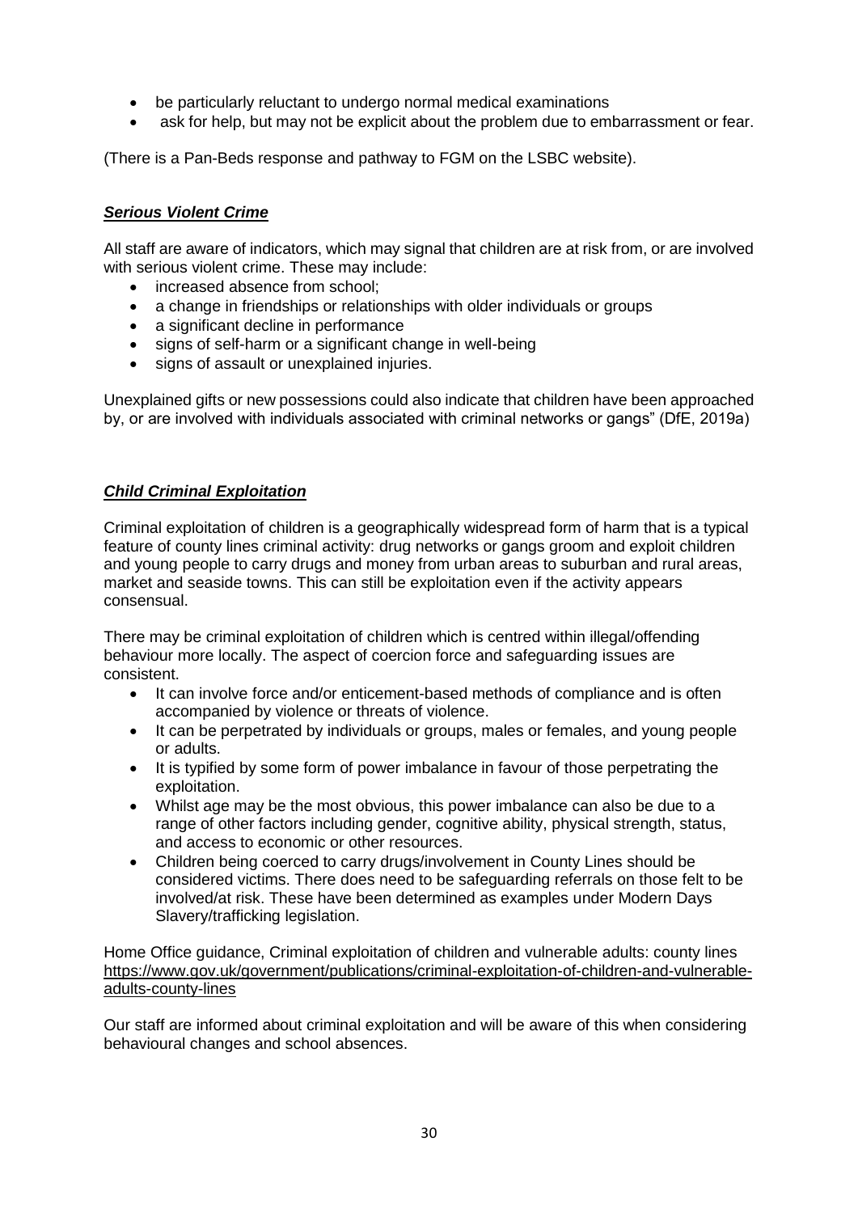- be particularly reluctant to undergo normal medical examinations
- ask for help, but may not be explicit about the problem due to embarrassment or fear.

(There is a Pan-Beds response and pathway to FGM on the LSBC website).

***Serious Violent Crime***

All staff are aware of indicators, which may signal that children are at risk from, or are involved with serious violent crime. These may include:

- increased absence from school;
- a change in friendships or relationships with older individuals or groups
- a significant decline in performance
- signs of self-harm or a significant change in well-being
- signs of assault or unexplained injuries.

Unexplained gifts or new possessions could also indicate that children have been approached by, or are involved with individuals associated with criminal networks or gangs" (DfE, 2019a)

***Child Criminal Exploitation***

Criminal exploitation of children is a geographically widespread form of harm that is a typical feature of county lines criminal activity: drug networks or gangs groom and exploit children and young people to carry drugs and money from urban areas to suburban and rural areas, market and seaside towns. This can still be exploitation even if the activity appears consensual.

There may be criminal exploitation of children which is centred within illegal/offending behaviour more locally. The aspect of coercion force and safeguarding issues are consistent.

- It can involve force and/or enticement-based methods of compliance and is often accompanied by violence or threats of violence.
- It can be perpetrated by individuals or groups, males or females, and young people or adults.
- It is typified by some form of power imbalance in favour of those perpetrating the exploitation.
- Whilst age may be the most obvious, this power imbalance can also be due to a range of other factors including gender, cognitive ability, physical strength, status, and access to economic or other resources.
- Children being coerced to carry drugs/involvement in County Lines should be considered victims. There does need to be safeguarding referrals on those felt to be involved/at risk. These have been determined as examples under Modern Days Slavery/trafficking legislation.

Home Office guidance, Criminal exploitation of children and vulnerable adults: county lines https://www.gov.uk/government/publications/criminal-exploitation-of-children-and-vulnerable-adults-county-lines

Our staff are informed about criminal exploitation and will be aware of this when considering behavioural changes and school absences.